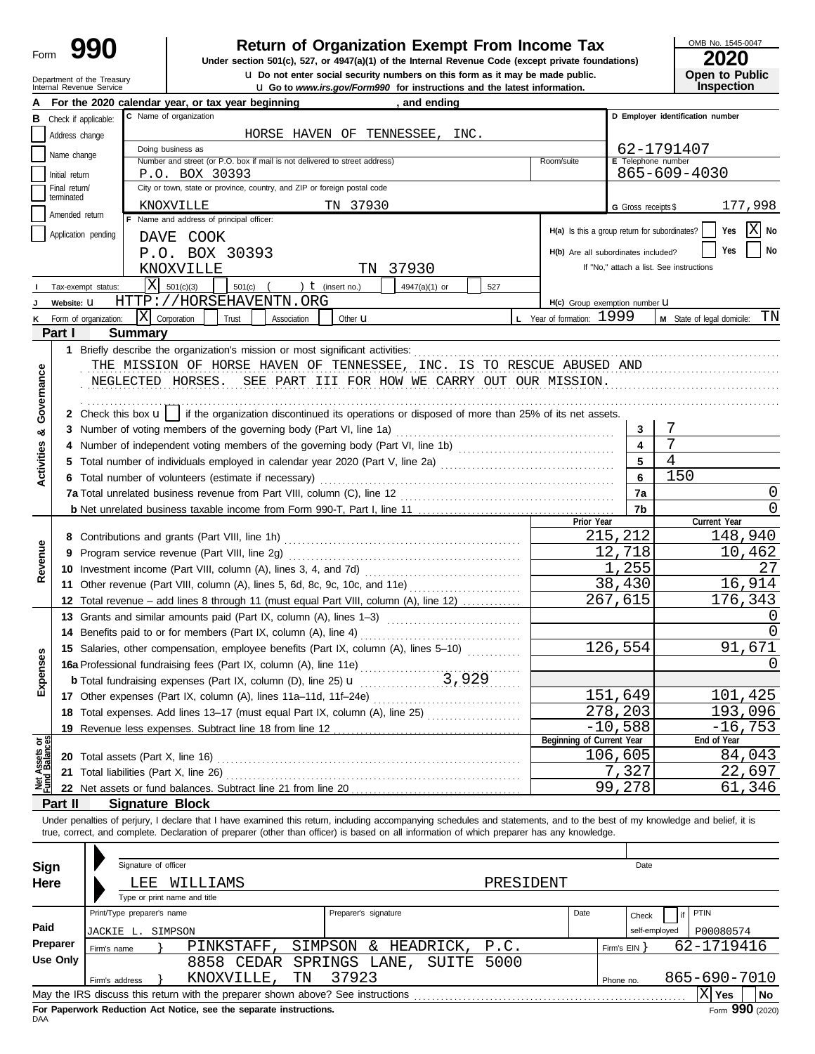Form **990**

# Return of Organization Exempt From Income Tax

**Under section 501(c), 527, or 4947(a)(1) of the Internal Revenue Code (except private foundations)**

u Do not enter social security numbers on this form as it may be made public.

u Go to *www.irs.gov/Form990* for instructions and the latest information.

Department of the Treasury
Internal Revenue Service

OMB No. 1545-0047

**2020**

**Open to Public Inspection**

**A** For the 2020 calendar year, or tax year beginning , and ending

**B** Check if applicable: Address change; Name change; Initial return; Final return/terminated; Amended return; Application pending

**C** Name of organization: HORSE HAVEN OF TENNESSEE, INC.

Doing business as

Number and street (or P.O. box if mail is not delivered to street address): P.O. BOX 30393 | Room/suite

City or town, state or province, country, and ZIP or foreign postal code: KNOXVILLE TN 37930

**D** Employer identification number: 62-1791407

**E** Telephone number: 865-609-4030

**G** Gross receipts $ 177,998

**F** Name and address of principal officer: DAVE COOK, P.O. BOX 30393, KNOXVILLE TN 37930

**H(a)** Is this a group return for subordinates? Yes [ ] No [X]

**H(b)** Are all subordinates included? Yes [ ] No [ ]
If "No," attach a list. See instructions

**I** Tax-exempt status: [X] 501(c)(3) [ ] 501(c) ( ) t (insert no.) [ ] 4947(a)(1) or [ ] 527

**J** Website: u HTTP://HORSEHAVENTN.ORG

**H(c)** Group exemption number u

**K** Form of organization: [X] Corporation [ ] Trust [ ] Association [ ] Other u

**L** Year of formation: 1999

**M** State of legal domicile: TN

## Part I Summary

**Activities & Governance**

1 Briefly describe the organization's mission or most significant activities:
THE MISSION OF HORSE HAVEN OF TENNESSEE, INC. IS TO RESCUE ABUSED AND NEGLECTED HORSES. SEE PART III FOR HOW WE CARRY OUT OUR MISSION.

2 Check this box u [ ] if the organization discontinued its operations or disposed of more than 25% of its net assets.

| | | | |
|---|---|---|---|
| 3 | Number of voting members of the governing body (Part VI, line 1a) | 3 | 7 |
| 4 | Number of independent voting members of the governing body (Part VI, line 1b) | 4 | 7 |
| 5 | Total number of individuals employed in calendar year 2020 (Part V, line 2a) | 5 | 4 |
| 6 | Total number of volunteers (estimate if necessary) | 6 | 150 |
| 7a | Total unrelated business revenue from Part VIII, column (C), line 12 | 7a | 0 |
| b | Net unrelated business taxable income from Form 990-T, Part I, line 11 | 7b | 0 |

| | | | Prior Year | Current Year |
|---|---|---|---|---|
| **Revenue** | 8 | Contributions and grants (Part VIII, line 1h) | 215,212 | 148,940 |
| | 9 | Program service revenue (Part VIII, line 2g) | 12,718 | 10,462 |
| | 10 | Investment income (Part VIII, column (A), lines 3, 4, and 7d) | 1,255 | 27 |
| | 11 | Other revenue (Part VIII, column (A), lines 5, 6d, 8c, 9c, 10c, and 11e) | 38,430 | 16,914 |
| | 12 | Total revenue – add lines 8 through 11 (must equal Part VIII, column (A), line 12) | 267,615 | 176,343 |
| **Expenses** | 13 | Grants and similar amounts paid (Part IX, column (A), lines 1–3) | | 0 |
| | 14 | Benefits paid to or for members (Part IX, column (A), line 4) | | 0 |
| | 15 | Salaries, other compensation, employee benefits (Part IX, column (A), lines 5–10) | 126,554 | 91,671 |
| | 16a | Professional fundraising fees (Part IX, column (A), line 11e) | | 0 |
| | b | Total fundraising expenses (Part IX, column (D), line 25) u 3,929 | | |
| | 17 | Other expenses (Part IX, column (A), lines 11a–11d, 11f–24e) | 151,649 | 101,425 |
| | 18 | Total expenses. Add lines 13–17 (must equal Part IX, column (A), line 25) | 278,203 | 193,096 |
| | 19 | Revenue less expenses. Subtract line 18 from line 12 | -10,588 | -16,753 |
| | | | **Beginning of Current Year** | **End of Year** |
| **Net Assets or Fund Balances** | 20 | Total assets (Part X, line 16) | 106,605 | 84,043 |
| | 21 | Total liabilities (Part X, line 26) | 7,327 | 22,697 |
| | 22 | Net assets or fund balances. Subtract line 21 from line 20 | 99,278 | 61,346 |

## Part II Signature Block

Under penalties of perjury, I declare that I have examined this return, including accompanying schedules and statements, and to the best of my knowledge and belief, it is true, correct, and complete. Declaration of preparer (other than officer) is based on all information of which preparer has any knowledge.

**Sign Here**

Signature of officer | Date

LEE WILLIAMS PRESIDENT
Type or print name and title

**Paid Preparer Use Only**

| Print/Type preparer's name | Preparer's signature | Date | Check [ ] if self-employed | PTIN |
|---|---|---|---|---|
| JACKIE L. SIMPSON | | | | P00080574 |

Firm's name } PINKSTAFF, SIMPSON & HEADRICK, P.C. | Firm's EIN } 62-1719416

Firm's address } 8858 CEDAR SPRINGS LANE, SUITE 5000, KNOXVILLE, TN 37923 | Phone no. 865-690-7010

May the IRS discuss this return with the preparer shown above? See instructions [X] Yes [ ] No

**For Paperwork Reduction Act Notice, see the separate instructions.**

DAA

Form **990** (2020)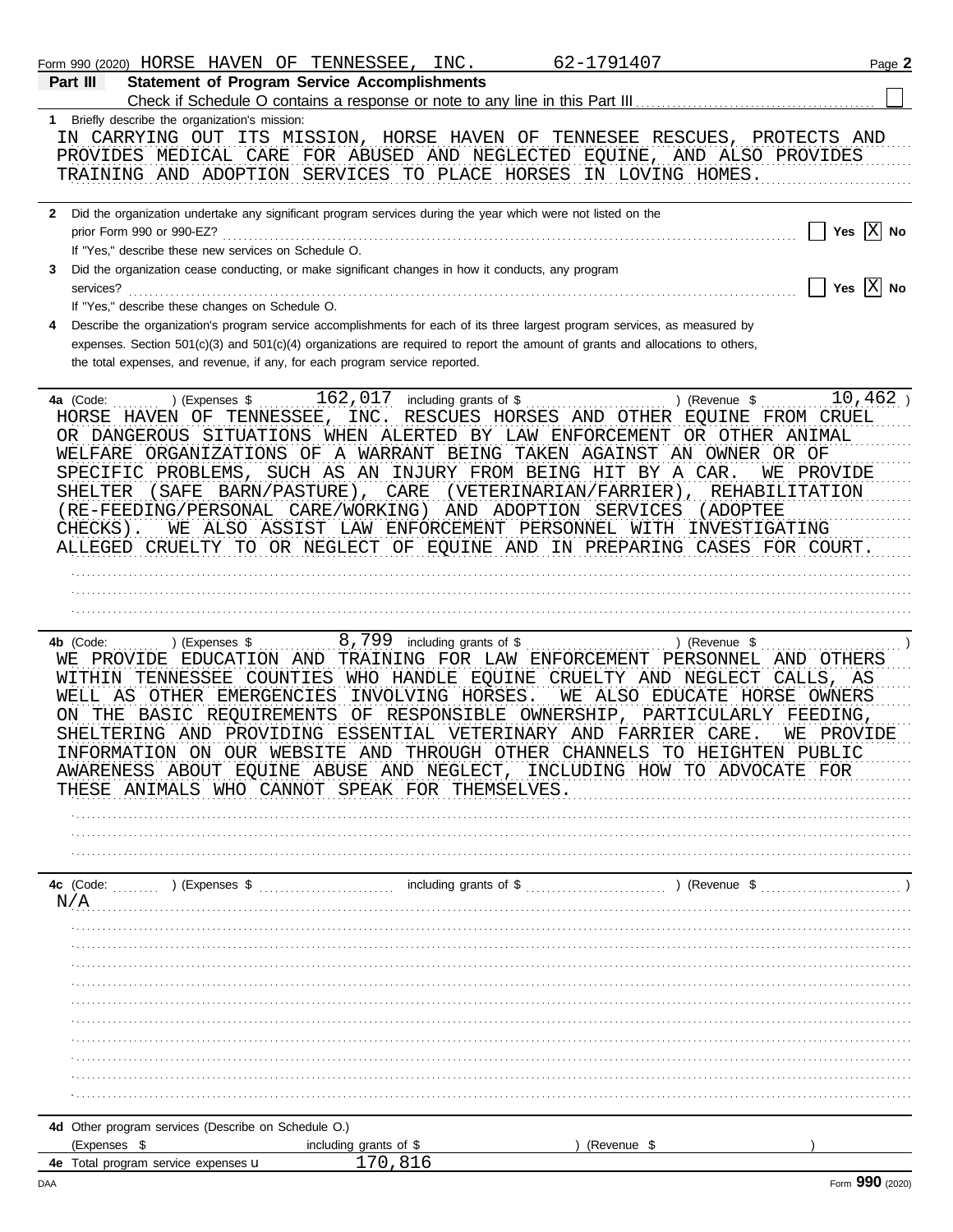Form 990 (2020) HORSE HAVEN OF TENNESSEE, INC. 62-1791407 Page **2**

## Part III Statement of Program Service Accomplishments

Check if Schedule O contains a response or note to any line in this Part III ☐

**1** Briefly describe the organization's mission:

IN CARRYING OUT ITS MISSION, HORSE HAVEN OF TENNESEE RESCUES, PROTECTS AND PROVIDES MEDICAL CARE FOR ABUSED AND NEGLECTED EQUINE, AND ALSO PROVIDES TRAINING AND ADOPTION SERVICES TO PLACE HORSES IN LOVING HOMES.

**2** Did the organization undertake any significant program services during the year which were not listed on the prior Form 990 or 990-EZ? ☐ Yes ☒ No

If "Yes," describe these new services on Schedule O.

**3** Did the organization cease conducting, or make significant changes in how it conducts, any program services? ☐ Yes ☒ No

If "Yes," describe these changes on Schedule O.

**4** Describe the organization's program service accomplishments for each of its three largest program services, as measured by expenses. Section 501(c)(3) and 501(c)(4) organizations are required to report the amount of grants and allocations to others, the total expenses, and revenue, if any, for each program service reported.

**4a** (Code: ) (Expenses $ 162,017 including grants of $ ) (Revenue $ 10,462 )

HORSE HAVEN OF TENNESSEE, INC. RESCUES HORSES AND OTHER EQUINE FROM CRUEL OR DANGEROUS SITUATIONS WHEN ALERTED BY LAW ENFORCEMENT OR OTHER ANIMAL WELFARE ORGANIZATIONS OF A WARRANT BEING TAKEN AGAINST AN OWNER OR OF SPECIFIC PROBLEMS, SUCH AS AN INJURY FROM BEING HIT BY A CAR. WE PROVIDE SHELTER (SAFE BARN/PASTURE), CARE (VETERINARIAN/FARRIER), REHABILITATION (RE-FEEDING/PERSONAL CARE/WORKING) AND ADOPTION SERVICES (ADOPTEE CHECKS). WE ALSO ASSIST LAW ENFORCEMENT PERSONNEL WITH INVESTIGATING ALLEGED CRUELTY TO OR NEGLECT OF EQUINE AND IN PREPARING CASES FOR COURT.

**4b** (Code: ) (Expenses $ 8,799 including grants of $ ) (Revenue $ )

WE PROVIDE EDUCATION AND TRAINING FOR LAW ENFORCEMENT PERSONNEL AND OTHERS WITHIN TENNESSEE COUNTIES WHO HANDLE EQUINE CRUELTY AND NEGLECT CALLS, AS WELL AS OTHER EMERGENCIES INVOLVING HORSES. WE ALSO EDUCATE HORSE OWNERS ON THE BASIC REQUIREMENTS OF RESPONSIBLE OWNERSHIP, PARTICULARLY FEEDING, SHELTERING AND PROVIDING ESSENTIAL VETERINARY AND FARRIER CARE. WE PROVIDE INFORMATION ON OUR WEBSITE AND THROUGH OTHER CHANNELS TO HEIGHTEN PUBLIC AWARENESS ABOUT EQUINE ABUSE AND NEGLECT, INCLUDING HOW TO ADVOCATE FOR THESE ANIMALS WHO CANNOT SPEAK FOR THEMSELVES.

**4c** (Code: ) (Expenses $ including grants of $ ) (Revenue $ )

N/A

**4d** Other program services (Describe on Schedule O.)

(Expenses $ including grants of $ ) (Revenue $ )

**4e** Total program service expenses ▶ 170,816

Form **990** (2020)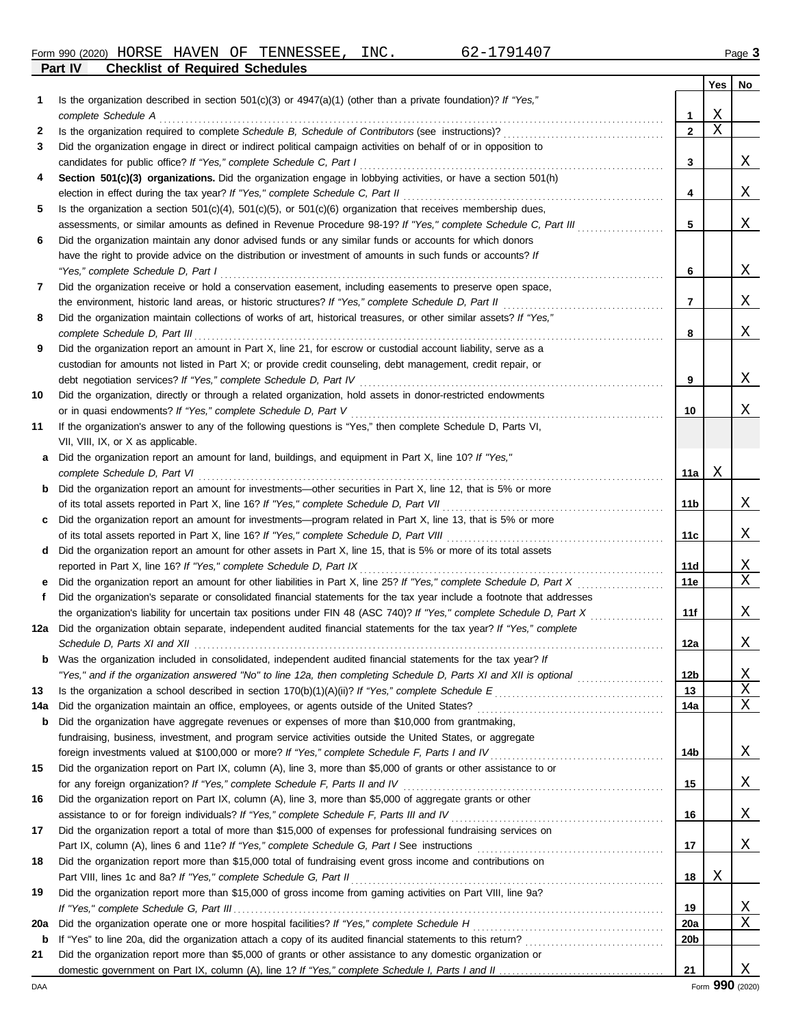Form 990 (2020) HORSE HAVEN OF TENNESSEE, INC. 62-1791407

## Part IV Checklist of Required Schedules

| | | | Yes | No |
|---|---|---|---|---|
| 1 | Is the organization described in section 501(c)(3) or 4947(a)(1) (other than a private foundation)? *If "Yes," complete Schedule A* | 1 | X | |
| 2 | Is the organization required to complete *Schedule B, Schedule of Contributors* (see instructions)? | 2 | X | |
| 3 | Did the organization engage in direct or indirect political campaign activities on behalf of or in opposition to candidates for public office? *If "Yes," complete Schedule C, Part I* | 3 | | X |
| 4 | **Section 501(c)(3) organizations.** Did the organization engage in lobbying activities, or have a section 501(h) election in effect during the tax year? *If "Yes," complete Schedule C, Part II* | 4 | | X |
| 5 | Is the organization a section 501(c)(4), 501(c)(5), or 501(c)(6) organization that receives membership dues, assessments, or similar amounts as defined in Revenue Procedure 98-19? *If "Yes," complete Schedule C, Part III* | 5 | | X |
| 6 | Did the organization maintain any donor advised funds or any similar funds or accounts for which donors have the right to provide advice on the distribution or investment of amounts in such funds or accounts? *If "Yes," complete Schedule D, Part I* | 6 | | X |
| 7 | Did the organization receive or hold a conservation easement, including easements to preserve open space, the environment, historic land areas, or historic structures? *If "Yes," complete Schedule D, Part II* | 7 | | X |
| 8 | Did the organization maintain collections of works of art, historical treasures, or other similar assets? *If "Yes," complete Schedule D, Part III* | 8 | | X |
| 9 | Did the organization report an amount in Part X, line 21, for escrow or custodial account liability, serve as a custodian for amounts not listed in Part X; or provide credit counseling, debt management, credit repair, or debt negotiation services? *If "Yes," complete Schedule D, Part IV* | 9 | | X |
| 10 | Did the organization, directly or through a related organization, hold assets in donor-restricted endowments or in quasi endowments? *If "Yes," complete Schedule D, Part V* | 10 | | X |
| 11 | If the organization's answer to any of the following questions is "Yes," then complete Schedule D, Parts VI, VII, VIII, IX, or X as applicable. | | | |
| a | Did the organization report an amount for land, buildings, and equipment in Part X, line 10? *If "Yes," complete Schedule D, Part VI* | 11a | X | |
| b | Did the organization report an amount for investments—other securities in Part X, line 12, that is 5% or more of its total assets reported in Part X, line 16? *If "Yes," complete Schedule D, Part VII* | 11b | | X |
| c | Did the organization report an amount for investments—program related in Part X, line 13, that is 5% or more of its total assets reported in Part X, line 16? *If "Yes," complete Schedule D, Part VIII* | 11c | | X |
| d | Did the organization report an amount for other assets in Part X, line 15, that is 5% or more of its total assets reported in Part X, line 16? *If "Yes," complete Schedule D, Part IX* | 11d | | X |
| e | Did the organization report an amount for other liabilities in Part X, line 25? *If "Yes," complete Schedule D, Part X* | 11e | | X |
| f | Did the organization's separate or consolidated financial statements for the tax year include a footnote that addresses the organization's liability for uncertain tax positions under FIN 48 (ASC 740)? *If "Yes," complete Schedule D, Part X* | 11f | | X |
| 12a | Did the organization obtain separate, independent audited financial statements for the tax year? *If "Yes," complete Schedule D, Parts XI and XII* | 12a | | X |
| b | Was the organization included in consolidated, independent audited financial statements for the tax year? *If "Yes," and if the organization answered "No" to line 12a, then completing Schedule D, Parts XI and XII is optional* | 12b | | X |
| 13 | Is the organization a school described in section 170(b)(1)(A)(ii)? *If "Yes," complete Schedule E* | 13 | | X |
| 14a | Did the organization maintain an office, employees, or agents outside of the United States? | 14a | | X |
| b | Did the organization have aggregate revenues or expenses of more than $10,000 from grantmaking, fundraising, business, investment, and program service activities outside the United States, or aggregate foreign investments valued at $100,000 or more? *If "Yes," complete Schedule F, Parts I and IV* | 14b | | X |
| 15 | Did the organization report on Part IX, column (A), line 3, more than $5,000 of grants or other assistance to or for any foreign organization? *If "Yes," complete Schedule F, Parts II and IV* | 15 | | X |
| 16 | Did the organization report on Part IX, column (A), line 3, more than $5,000 of aggregate grants or other assistance to or for foreign individuals? *If "Yes," complete Schedule F, Parts III and IV* | 16 | | X |
| 17 | Did the organization report a total of more than $15,000 of expenses for professional fundraising services on Part IX, column (A), lines 6 and 11e? *If "Yes," complete Schedule G, Part I* See instructions | 17 | | X |
| 18 | Did the organization report more than $15,000 total of fundraising event gross income and contributions on Part VIII, lines 1c and 8a? *If "Yes," complete Schedule G, Part II* | 18 | X | |
| 19 | Did the organization report more than $15,000 of gross income from gaming activities on Part VIII, line 9a? *If "Yes," complete Schedule G, Part III* | 19 | | X |
| 20a | Did the organization operate one or more hospital facilities? *If "Yes," complete Schedule H* | 20a | | X |
| b | If "Yes" to line 20a, did the organization attach a copy of its audited financial statements to this return? | 20b | | |
| 21 | Did the organization report more than $5,000 of grants or other assistance to any domestic organization or domestic government on Part IX, column (A), line 1? *If "Yes," complete Schedule I, Parts I and II* | 21 | | X |

Form **990** (2020)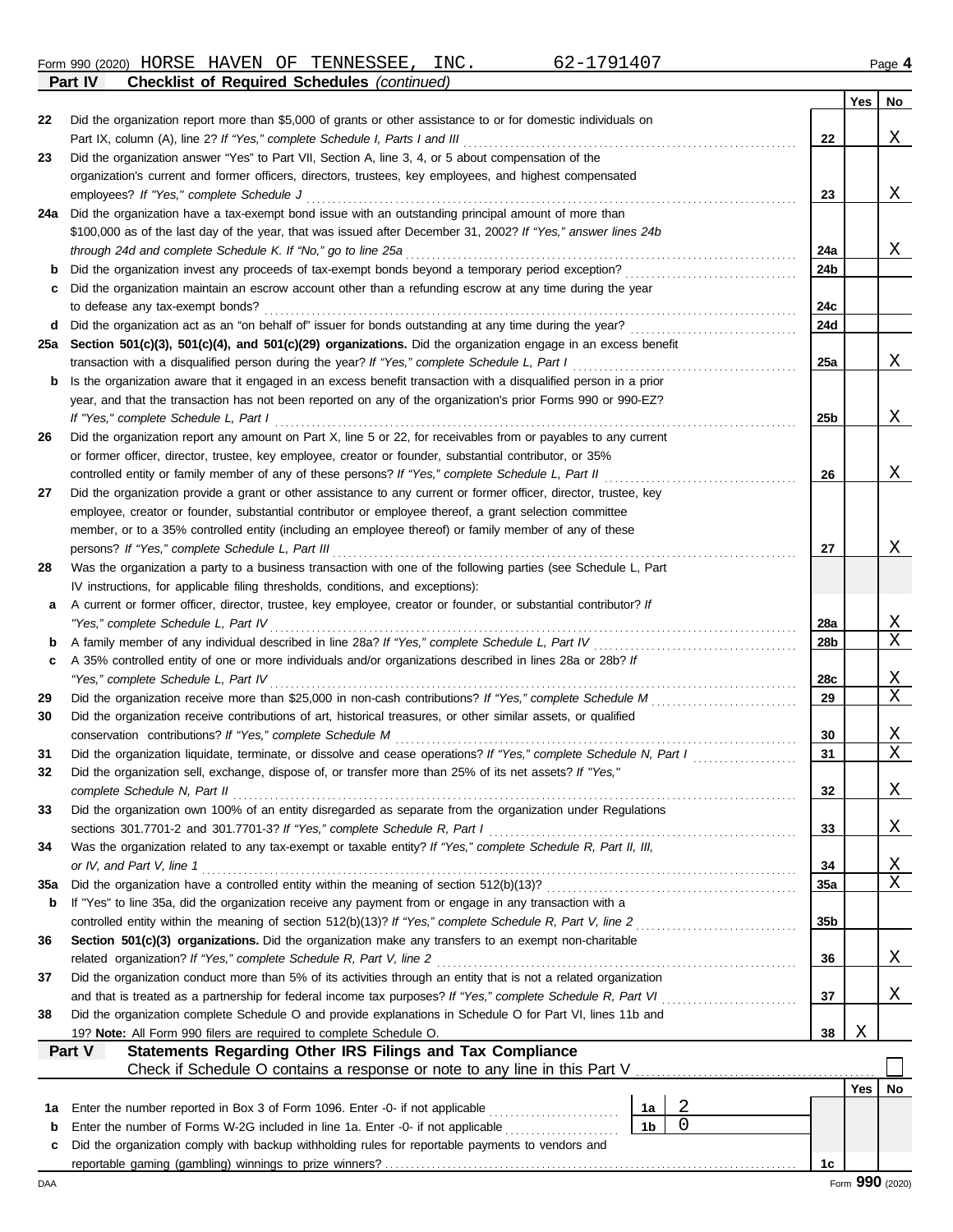Form 990 (2020) HORSE HAVEN OF TENNESSEE, INC. 62-1791407 Page **4**

**Part IV Checklist of Required Schedules** *(continued)*

| | | | Yes | No |
|---|---|---|---|---|
| **22** | Did the organization report more than $5,000 of grants or other assistance to or for domestic individuals on Part IX, column (A), line 2? *If "Yes," complete Schedule I, Parts I and III* | **22** | | X |
| **23** | Did the organization answer "Yes" to Part VII, Section A, line 3, 4, or 5 about compensation of the organization's current and former officers, directors, trustees, key employees, and highest compensated employees? *If "Yes," complete Schedule J* | **23** | | X |
| **24a** | Did the organization have a tax-exempt bond issue with an outstanding principal amount of more than $100,000 as of the last day of the year, that was issued after December 31, 2002? *If "Yes," answer lines 24b through 24d and complete Schedule K. If "No," go to line 25a* | **24a** | | X |
| **b** | Did the organization invest any proceeds of tax-exempt bonds beyond a temporary period exception? | **24b** | | |
| **c** | Did the organization maintain an escrow account other than a refunding escrow at any time during the year to defease any tax-exempt bonds? | **24c** | | |
| **d** | Did the organization act as an "on behalf of" issuer for bonds outstanding at any time during the year? | **24d** | | |
| **25a** | **Section 501(c)(3), 501(c)(4), and 501(c)(29) organizations.** Did the organization engage in an excess benefit transaction with a disqualified person during the year? *If "Yes," complete Schedule L, Part I* | **25a** | | X |
| **b** | Is the organization aware that it engaged in an excess benefit transaction with a disqualified person in a prior year, and that the transaction has not been reported on any of the organization's prior Forms 990 or 990-EZ? *If "Yes," complete Schedule L, Part I* | **25b** | | X |
| **26** | Did the organization report any amount on Part X, line 5 or 22, for receivables from or payables to any current or former officer, director, trustee, key employee, creator or founder, substantial contributor, or 35% controlled entity or family member of any of these persons? *If "Yes," complete Schedule L, Part II* | **26** | | X |
| **27** | Did the organization provide a grant or other assistance to any current or former officer, director, trustee, key employee, creator or founder, substantial contributor or employee thereof, a grant selection committee member, or to a 35% controlled entity (including an employee thereof) or family member of any of these persons? *If "Yes," complete Schedule L, Part III* | **27** | | X |
| **28** | Was the organization a party to a business transaction with one of the following parties (see Schedule L, Part IV instructions, for applicable filing thresholds, conditions, and exceptions): | | | |
| **a** | A current or former officer, director, trustee, key employee, creator or founder, or substantial contributor? *If "Yes," complete Schedule L, Part IV* | **28a** | | X |
| **b** | A family member of any individual described in line 28a? *If "Yes," complete Schedule L, Part IV* | **28b** | | X |
| **c** | A 35% controlled entity of one or more individuals and/or organizations described in lines 28a or 28b? *If "Yes," complete Schedule L, Part IV* | **28c** | | X |
| **29** | Did the organization receive more than $25,000 in non-cash contributions? *If "Yes," complete Schedule M* | **29** | | X |
| **30** | Did the organization receive contributions of art, historical treasures, or other similar assets, or qualified conservation contributions? *If "Yes," complete Schedule M* | **30** | | X |
| **31** | Did the organization liquidate, terminate, or dissolve and cease operations? *If "Yes," complete Schedule N, Part I* | **31** | | X |
| **32** | Did the organization sell, exchange, dispose of, or transfer more than 25% of its net assets? *If "Yes," complete Schedule N, Part II* | **32** | | X |
| **33** | Did the organization own 100% of an entity disregarded as separate from the organization under Regulations sections 301.7701-2 and 301.7701-3? *If "Yes," complete Schedule R, Part I* | **33** | | X |
| **34** | Was the organization related to any tax-exempt or taxable entity? *If "Yes," complete Schedule R, Part II, III, or IV, and Part V, line 1* | **34** | | X |
| **35a** | Did the organization have a controlled entity within the meaning of section 512(b)(13)? | **35a** | | X |
| **b** | If "Yes" to line 35a, did the organization receive any payment from or engage in any transaction with a controlled entity within the meaning of section 512(b)(13)? *If "Yes," complete Schedule R, Part V, line 2* | **35b** | | |
| **36** | **Section 501(c)(3) organizations.** Did the organization make any transfers to an exempt non-charitable related organization? *If "Yes," complete Schedule R, Part V, line 2* | **36** | | X |
| **37** | Did the organization conduct more than 5% of its activities through an entity that is not a related organization and that is treated as a partnership for federal income tax purposes? *If "Yes," complete Schedule R, Part VI* | **37** | | X |
| **38** | Did the organization complete Schedule O and provide explanations in Schedule O for Part VI, lines 11b and 19? **Note:** All Form 990 filers are required to complete Schedule O. | **38** | X | |

**Part V Statements Regarding Other IRS Filings and Tax Compliance**

Check if Schedule O contains a response or note to any line in this Part V ☐

| | | | | | Yes | No |
|---|---|---|---|---|---|---|
| **1a** | Enter the number reported in Box 3 of Form 1096. Enter -0- if not applicable | **1a** | 2 | | | |
| **b** | Enter the number of Forms W-2G included in line 1a. Enter -0- if not applicable | **1b** | 0 | | | |
| **c** | Did the organization comply with backup withholding rules for reportable payments to vendors and reportable gaming (gambling) winnings to prize winners? | | | **1c** | | |

DAA Form **990** (2020)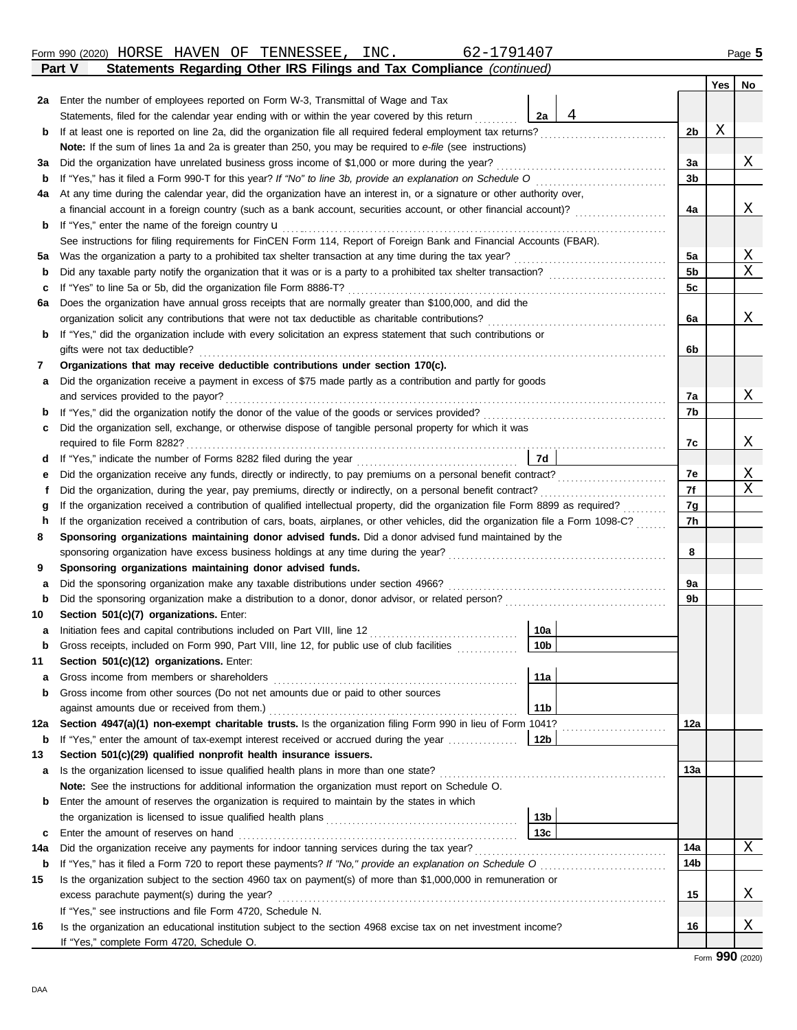Form 990 (2020) HORSE HAVEN OF TENNESSEE, INC. 62-1791407

## Part V Statements Regarding Other IRS Filings and Tax Compliance *(continued)*

| | | | | | Yes | No |
|---|---|---|---|---|---|---|
| 2a | Enter the number of employees reported on Form W-3, Transmittal of Wage and Tax Statements, filed for the calendar year ending with or within the year covered by this return | 2a | 4 | | | |
| b | If at least one is reported on line 2a, did the organization file all required federal employment tax returns? | | | 2b | X | |
| | **Note:** If the sum of lines 1a and 2a is greater than 250, you may be required to *e-file* (see instructions) | | | | | |
| 3a | Did the organization have unrelated business gross income of $1,000 or more during the year? | | | 3a | | X |
| b | If "Yes," has it filed a Form 990-T for this year? *If "No" to line 3b, provide an explanation on Schedule O* | | | 3b | | |
| 4a | At any time during the calendar year, did the organization have an interest in, or a signature or other authority over, a financial account in a foreign country (such as a bank account, securities account, or other financial account)? | | | 4a | | X |
| b | If "Yes," enter the name of the foreign country u | | | | | |
| | See instructions for filing requirements for FinCEN Form 114, Report of Foreign Bank and Financial Accounts (FBAR). | | | | | |
| 5a | Was the organization a party to a prohibited tax shelter transaction at any time during the tax year? | | | 5a | | X |
| b | Did any taxable party notify the organization that it was or is a party to a prohibited tax shelter transaction? | | | 5b | | X |
| c | If "Yes" to line 5a or 5b, did the organization file Form 8886-T? | | | 5c | | |
| 6a | Does the organization have annual gross receipts that are normally greater than $100,000, and did the organization solicit any contributions that were not tax deductible as charitable contributions? | | | 6a | | X |
| b | If "Yes," did the organization include with every solicitation an express statement that such contributions or gifts were not tax deductible? | | | 6b | | |
| 7 | **Organizations that may receive deductible contributions under section 170(c).** | | | | | |
| a | Did the organization receive a payment in excess of $75 made partly as a contribution and partly for goods and services provided to the payor? | | | 7a | | X |
| b | If "Yes," did the organization notify the donor of the value of the goods or services provided? | | | 7b | | |
| c | Did the organization sell, exchange, or otherwise dispose of tangible personal property for which it was required to file Form 8282? | | | 7c | | X |
| d | If "Yes," indicate the number of Forms 8282 filed during the year | 7d | | | | |
| e | Did the organization receive any funds, directly or indirectly, to pay premiums on a personal benefit contract? | | | 7e | | X |
| f | Did the organization, during the year, pay premiums, directly or indirectly, on a personal benefit contract? | | | 7f | | X |
| g | If the organization received a contribution of qualified intellectual property, did the organization file Form 8899 as required? | | | 7g | | |
| h | If the organization received a contribution of cars, boats, airplanes, or other vehicles, did the organization file a Form 1098-C? | | | 7h | | |
| 8 | **Sponsoring organizations maintaining donor advised funds.** Did a donor advised fund maintained by the sponsoring organization have excess business holdings at any time during the year? | | | 8 | | |
| 9 | **Sponsoring organizations maintaining donor advised funds.** | | | | | |
| a | Did the sponsoring organization make any taxable distributions under section 4966? | | | 9a | | |
| b | Did the sponsoring organization make a distribution to a donor, donor advisor, or related person? | | | 9b | | |
| 10 | **Section 501(c)(7) organizations.** Enter: | | | | | |
| a | Initiation fees and capital contributions included on Part VIII, line 12 | 10a | | | | |
| b | Gross receipts, included on Form 990, Part VIII, line 12, for public use of club facilities | 10b | | | | |
| 11 | **Section 501(c)(12) organizations.** Enter: | | | | | |
| a | Gross income from members or shareholders | 11a | | | | |
| b | Gross income from other sources (Do not net amounts due or paid to other sources against amounts due or received from them.) | 11b | | | | |
| 12a | **Section 4947(a)(1) non-exempt charitable trusts.** Is the organization filing Form 990 in lieu of Form 1041? | | | 12a | | |
| b | If "Yes," enter the amount of tax-exempt interest received or accrued during the year | 12b | | | | |
| 13 | **Section 501(c)(29) qualified nonprofit health insurance issuers.** | | | | | |
| a | Is the organization licensed to issue qualified health plans in more than one state? | | | 13a | | |
| | **Note:** See the instructions for additional information the organization must report on Schedule O. | | | | | |
| b | Enter the amount of reserves the organization is required to maintain by the states in which the organization is licensed to issue qualified health plans | 13b | | | | |
| c | Enter the amount of reserves on hand | 13c | | | | |
| 14a | Did the organization receive any payments for indoor tanning services during the tax year? | | | 14a | | X |
| b | If "Yes," has it filed a Form 720 to report these payments? *If "No," provide an explanation on Schedule O* | | | 14b | | |
| 15 | Is the organization subject to the section 4960 tax on payment(s) of more than $1,000,000 in remuneration or excess parachute payment(s) during the year? | | | 15 | | X |
| | If "Yes," see instructions and file Form 4720, Schedule N. | | | | | |
| 16 | Is the organization an educational institution subject to the section 4968 excise tax on net investment income? | | | 16 | | X |
| | If "Yes," complete Form 4720, Schedule O. | | | | | |

Form **990** (2020)

DAA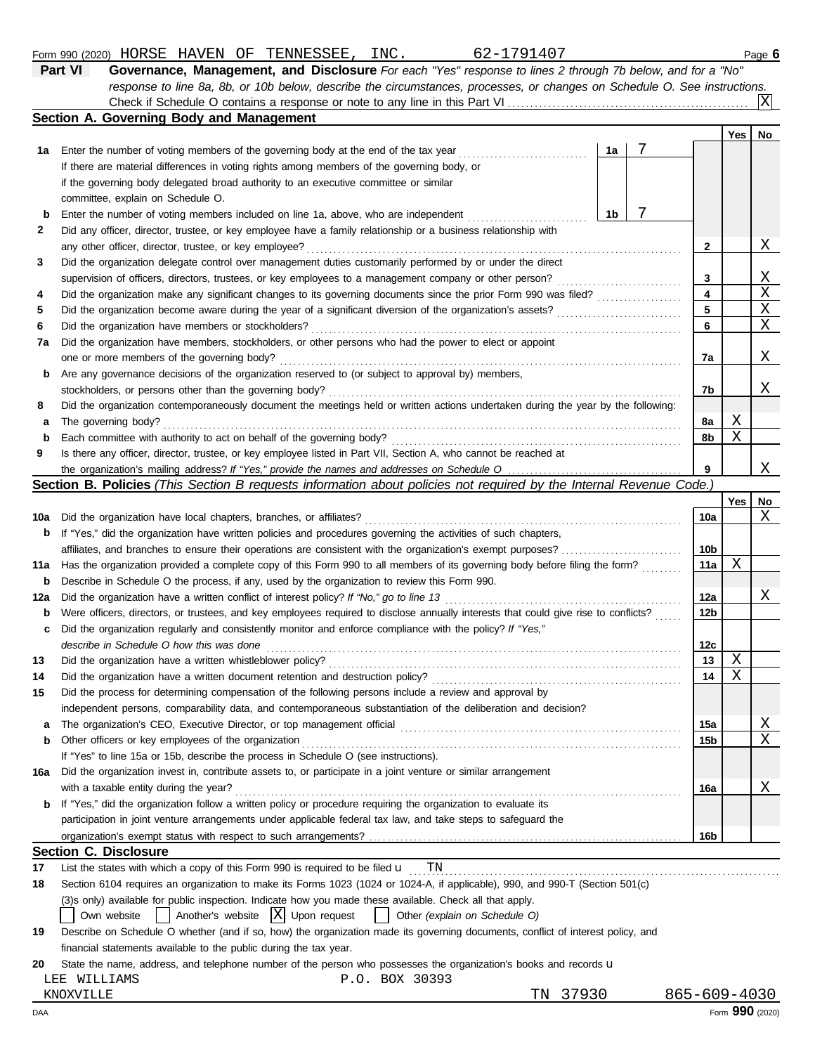Form 990 (2020) HORSE HAVEN OF TENNESSEE, INC. 62-1791407 Page **6**

**Part VI** **Governance, Management, and Disclosure** *For each "Yes" response to lines 2 through 7b below, and for a "No" response to line 8a, 8b, or 10b below, describe the circumstances, processes, or changes on Schedule O. See instructions.*

Check if Schedule O contains a response or note to any line in this Part VI . . . . . . [X]

## Section A. Governing Body and Management

| | | | Yes | No |
|---|---|---|---|---|
| **1a** | Enter the number of voting members of the governing body at the end of the tax year . . . **1a** 7<br>If there are material differences in voting rights among members of the governing body, or if the governing body delegated broad authority to an executive committee or similar committee, explain on Schedule O. | | | |
| **b** | Enter the number of voting members included on line 1a, above, who are independent . . . **1b** 7 | | | |
| **2** | Did any officer, director, trustee, or key employee have a family relationship or a business relationship with any other officer, director, trustee, or key employee? | **2** | | X |
| **3** | Did the organization delegate control over management duties customarily performed by or under the direct supervision of officers, directors, trustees, or key employees to a management company or other person? | **3** | | X |
| **4** | Did the organization make any significant changes to its governing documents since the prior Form 990 was filed? | **4** | | X |
| **5** | Did the organization become aware during the year of a significant diversion of the organization's assets? | **5** | | X |
| **6** | Did the organization have members or stockholders? | **6** | | X |
| **7a** | Did the organization have members, stockholders, or other persons who had the power to elect or appoint one or more members of the governing body? | **7a** | | X |
| **b** | Are any governance decisions of the organization reserved to (or subject to approval by) members, stockholders, or persons other than the governing body? | **7b** | | X |
| **8** | Did the organization contemporaneously document the meetings held or written actions undertaken during the year by the following: | | | |
| **a** | The governing body? | **8a** | X | |
| **b** | Each committee with authority to act on behalf of the governing body? | **8b** | X | |
| **9** | Is there any officer, director, trustee, or key employee listed in Part VII, Section A, who cannot be reached at the organization's mailing address? *If "Yes," provide the names and addresses on Schedule O* | **9** | | X |

## Section B. Policies *(This Section B requests information about policies not required by the Internal Revenue Code.)*

| | | | Yes | No |
|---|---|---|---|---|
| **10a** | Did the organization have local chapters, branches, or affiliates? | **10a** | | X |
| **b** | If "Yes," did the organization have written policies and procedures governing the activities of such chapters, affiliates, and branches to ensure their operations are consistent with the organization's exempt purposes? | **10b** | | |
| **11a** | Has the organization provided a complete copy of this Form 990 to all members of its governing body before filing the form? | **11a** | X | |
| **b** | Describe in Schedule O the process, if any, used by the organization to review this Form 990. | | | |
| **12a** | Did the organization have a written conflict of interest policy? *If "No," go to line 13* | **12a** | | X |
| **b** | Were officers, directors, or trustees, and key employees required to disclose annually interests that could give rise to conflicts? | **12b** | | |
| **c** | Did the organization regularly and consistently monitor and enforce compliance with the policy? *If "Yes," describe in Schedule O how this was done* | **12c** | | |
| **13** | Did the organization have a written whistleblower policy? | **13** | X | |
| **14** | Did the organization have a written document retention and destruction policy? | **14** | X | |
| **15** | Did the process for determining compensation of the following persons include a review and approval by independent persons, comparability data, and contemporaneous substantiation of the deliberation and decision? | | | |
| **a** | The organization's CEO, Executive Director, or top management official | **15a** | | X |
| **b** | Other officers or key employees of the organization | **15b** | | X |
| | If "Yes" to line 15a or 15b, describe the process in Schedule O (see instructions). | | | |
| **16a** | Did the organization invest in, contribute assets to, or participate in a joint venture or similar arrangement with a taxable entity during the year? | **16a** | | X |
| **b** | If "Yes," did the organization follow a written policy or procedure requiring the organization to evaluate its participation in joint venture arrangements under applicable federal tax law, and take steps to safeguard the organization's exempt status with respect to such arrangements? | **16b** | | |

## Section C. Disclosure

**17** List the states with which a copy of this Form 990 is required to be filed u TN

**18** Section 6104 requires an organization to make its Forms 1023 (1024 or 1024-A, if applicable), 990, and 990-T (Section 501(c)(3)s only) available for public inspection. Indicate how you made these available. Check all that apply.

[ ] Own website [ ] Another's website [X] Upon request [ ] Other *(explain on Schedule O)*

**19** Describe on Schedule O whether (and if so, how) the organization made its governing documents, conflict of interest policy, and financial statements available to the public during the tax year.

**20** State the name, address, and telephone number of the person who possesses the organization's books and records u

LEE WILLIAMS P.O. BOX 30393
KNOXVILLE TN 37930 865-609-4030

DAA Form **990** (2020)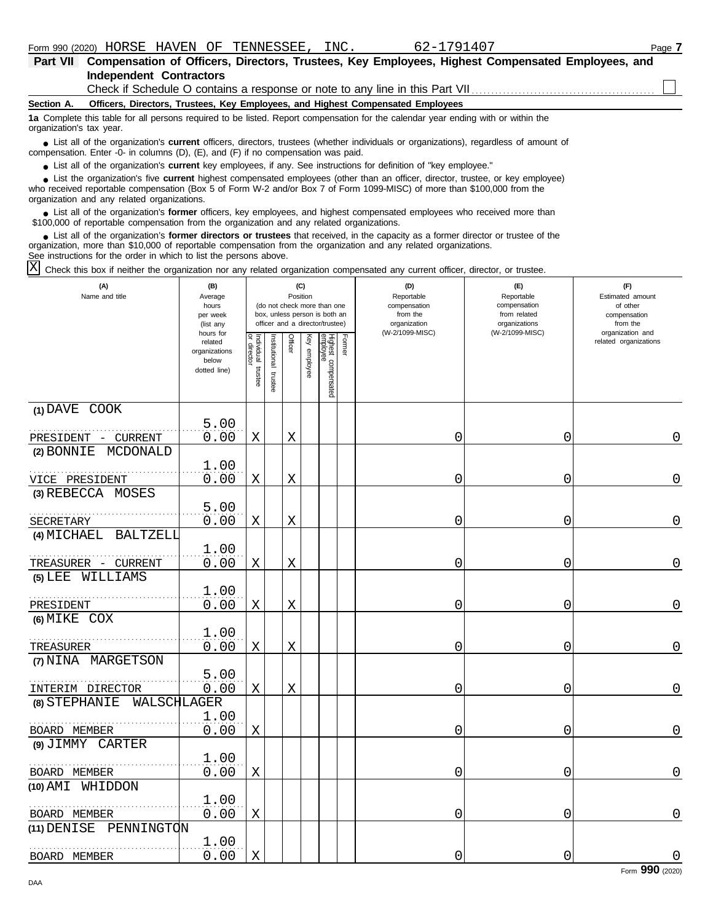Form 990 (2020) HORSE HAVEN OF TENNESSEE, INC. 62-1791407

## Part VII Compensation of Officers, Directors, Trustees, Key Employees, Highest Compensated Employees, and Independent Contractors

Check if Schedule O contains a response or note to any line in this Part VII ☐

### Section A. Officers, Directors, Trustees, Key Employees, and Highest Compensated Employees

**1a** Complete this table for all persons required to be listed. Report compensation for the calendar year ending with or within the organization's tax year.

- List all of the organization's **current** officers, directors, trustees (whether individuals or organizations), regardless of amount of compensation. Enter -0- in columns (D), (E), and (F) if no compensation was paid.
- List all of the organization's **current** key employees, if any. See instructions for definition of "key employee."
- List the organization's five **current** highest compensated employees (other than an officer, director, trustee, or key employee) who received reportable compensation (Box 5 of Form W-2 and/or Box 7 of Form 1099-MISC) of more than $100,000 from the organization and any related organizations.
- List all of the organization's **former** officers, key employees, and highest compensated employees who received more than $100,000 of reportable compensation from the organization and any related organizations.
- List all of the organization's **former directors or trustees** that received, in the capacity as a former director or trustee of the organization, more than $10,000 of reportable compensation from the organization and any related organizations.

See instructions for the order in which to list the persons above.

☒ Check this box if neither the organization nor any related organization compensated any current officer, director, or trustee.

| (A) Name and title | (B) Average hours per week (list any hours for related organizations below dotted line) | (C) Position: Individual trustee or director | Institutional trustee | Officer | Key employee | Highest compensated employee | Former | (D) Reportable compensation from the organization (W-2/1099-MISC) | (E) Reportable compensation from related organizations (W-2/1099-MISC) | (F) Estimated amount of other compensation from the organization and related organizations |
|---|---|---|---|---|---|---|---|---|---|---|
| (1) DAVE COOK<br>PRESIDENT - CURRENT | 5.00<br>0.00 | X | | X | | | | 0 | 0 | 0 |
| (2) BONNIE MCDONALD<br>VICE PRESIDENT | 1.00<br>0.00 | X | | X | | | | 0 | 0 | 0 |
| (3) REBECCA MOSES<br>SECRETARY | 5.00<br>0.00 | X | | X | | | | 0 | 0 | 0 |
| (4) MICHAEL BALTZELL<br>TREASURER - CURRENT | 1.00<br>0.00 | X | | X | | | | 0 | 0 | 0 |
| (5) LEE WILLIAMS<br>PRESIDENT | 1.00<br>0.00 | X | | X | | | | 0 | 0 | 0 |
| (6) MIKE COX<br>TREASURER | 1.00<br>0.00 | X | | X | | | | 0 | 0 | 0 |
| (7) NINA MARGETSON<br>INTERIM DIRECTOR | 5.00<br>0.00 | X | | X | | | | 0 | 0 | 0 |
| (8) STEPHANIE WALSCHLAGER<br>BOARD MEMBER | 1.00<br>0.00 | X | | | | | | 0 | 0 | 0 |
| (9) JIMMY CARTER<br>BOARD MEMBER | 1.00<br>0.00 | X | | | | | | 0 | 0 | 0 |
| (10) AMI WHIDDON<br>BOARD MEMBER | 1.00<br>0.00 | X | | | | | | 0 | 0 | 0 |
| (11) DENISE PENNINGTON<br>BOARD MEMBER | 1.00<br>0.00 | X | | | | | | 0 | 0 | 0 |

Form **990** (2020)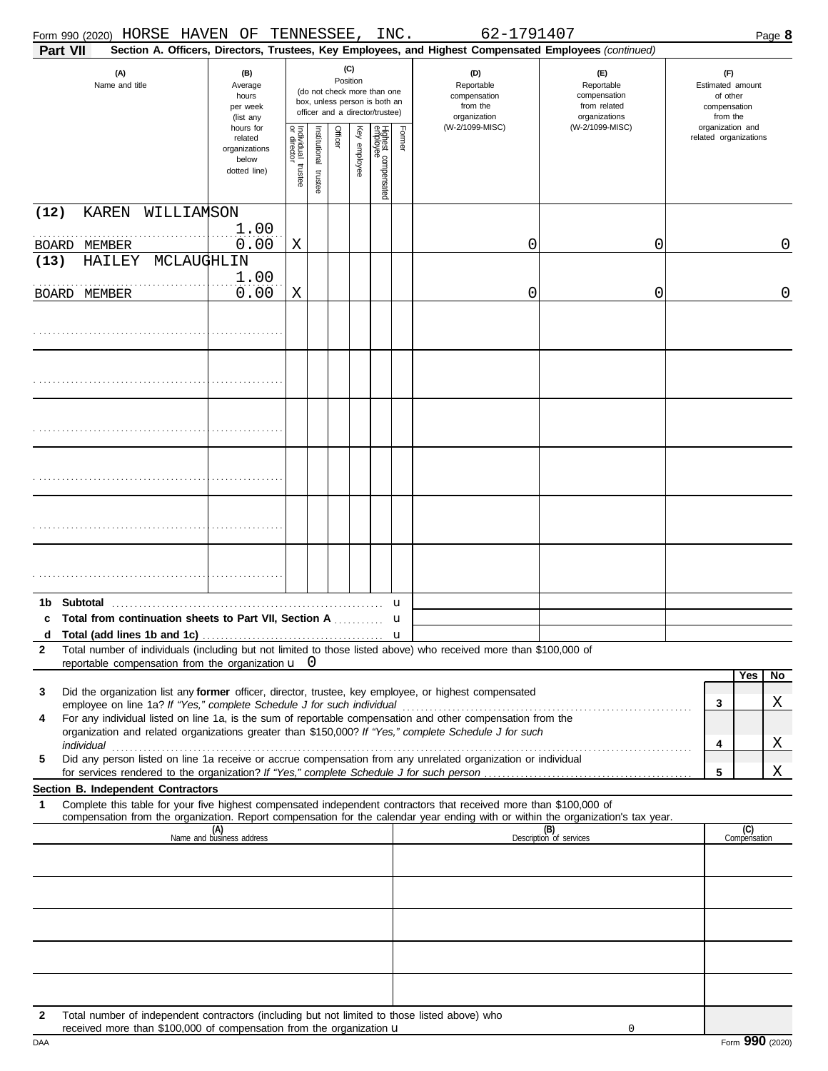Form 990 (2020) HORSE HAVEN OF TENNESSEE, INC. 62-1791407 Page **8**

**Part VII** **Section A. Officers, Directors, Trustees, Key Employees, and Highest Compensated Employees** *(continued)*

| (A) Name and title | (B) Average hours per week (list any hours for related organizations below dotted line) | (C) Position: Individual trustee or director | Institutional trustee | Officer | Key employee | Highest compensated employee | Former | (D) Reportable compensation from the organization (W-2/1099-MISC) | (E) Reportable compensation from related organizations (W-2/1099-MISC) | (F) Estimated amount of other compensation from the organization and related organizations |
|---|---|---|---|---|---|---|---|---|---|---|
| (12) KAREN WILLIAMSON<br>BOARD MEMBER | 1.00<br>0.00 | X | | | | | | 0 | 0 | 0 |
| (13) HAILEY MCLAUGHLIN<br>BOARD MEMBER | 1.00<br>0.00 | X | | | | | | 0 | 0 | 0 |
| | | | | | | | | | | |
| | | | | | | | | | | |
| | | | | | | | | | | |
| | | | | | | | | | | |
| | | | | | | | | | | |
| | | | | | | | | | | |

**1b Subtotal** u

**c Total from continuation sheets to Part VII, Section A** u

**d Total (add lines 1b and 1c)** u

**2** Total number of individuals (including but not limited to those listed above) who received more than $100,000 of reportable compensation from the organization u 0

| | | | Yes | No |
|---|---|---|---|---|
| **3** | Did the organization list any **former** officer, director, trustee, key employee, or highest compensated employee on line 1a? *If "Yes," complete Schedule J for such individual* | 3 | | X |
| **4** | For any individual listed on line 1a, is the sum of reportable compensation and other compensation from the organization and related organizations greater than $150,000? *If "Yes," complete Schedule J for such individual* | 4 | | X |
| **5** | Did any person listed on line 1a receive or accrue compensation from any unrelated organization or individual for services rendered to the organization? *If "Yes," complete Schedule J for such person* | 5 | | X |

**Section B. Independent Contractors**

**1** Complete this table for your five highest compensated independent contractors that received more than $100,000 of compensation from the organization. Report compensation for the calendar year ending with or within the organization's tax year.

| (A) Name and business address | (B) Description of services | (C) Compensation |
|---|---|---|
| | | |
| | | |
| | | |
| | | |
| | | |

**2** Total number of independent contractors (including but not limited to those listed above) who received more than $100,000 of compensation from the organization u 0

DAA Form **990** (2020)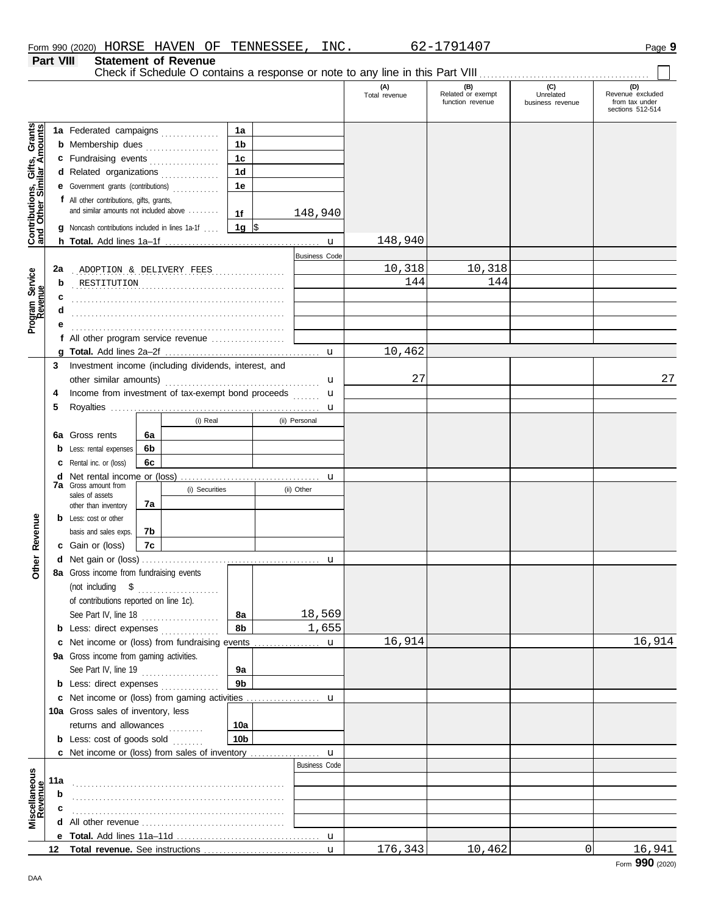Form 990 (2020) HORSE HAVEN OF TENNESSEE, INC. 62-1791407

**Part VIII Statement of Revenue**

Check if Schedule O contains a response or note to any line in this Part VIII . . . . . . . . . . . . . . . . ☐

| | | | (A) Total revenue | (B) Related or exempt function revenue | (C) Unrelated business revenue | (D) Revenue excluded from tax under sections 512-514 |
|---|---|---|---|---|---|---|
| **Contributions, Gifts, Grants and Other Similar Amounts** | | | | | | |
| 1a Federated campaigns | 1a | | | | | |
| b Membership dues | 1b | | | | | |
| c Fundraising events | 1c | | | | | |
| d Related organizations | 1d | | | | | |
| e Government grants (contributions) | 1e | | | | | |
| f All other contributions, gifts, grants, and similar amounts not included above | 1f | 148,940 | | | | |
| g Noncash contributions included in lines 1a-1f | 1g | $ | | | | |
| h **Total.** Add lines 1a–1f | | | 148,940 | | | |
| **Program Service Revenue** | | Business Code | | | | |
| 2a ADOPTION & DELIVERY FEES | | | 10,318 | 10,318 | | |
| b RESTITUTION | | | 144 | 144 | | |
| c | | | | | | |
| d | | | | | | |
| e | | | | | | |
| f All other program service revenue | | | | | | |
| g **Total.** Add lines 2a–2f | | | 10,462 | | | |
| **Other Revenue** | | | | | | |
| 3 Investment income (including dividends, interest, and other similar amounts) | | | 27 | | | 27 |
| 4 Income from investment of tax-exempt bond proceeds | | | | | | |
| 5 Royalties | | | | | | |
| | | (i) Real / (ii) Personal | | | | |
| 6a Gross rents | 6a | | | | | |
| b Less: rental expenses | 6b | | | | | |
| c Rental inc. or (loss) | 6c | | | | | |
| d Net rental income or (loss) | | | | | | |
| | | (i) Securities / (ii) Other | | | | |
| 7a Gross amount from sales of assets other than inventory | 7a | | | | | |
| b Less: cost or other basis and sales exps. | 7b | | | | | |
| c Gain or (loss) | 7c | | | | | |
| d Net gain or (loss) | | | | | | |
| 8a Gross income from fundraising events (not including $ of contributions reported on line 1c). See Part IV, line 18 | 8a | 18,569 | | | | |
| b Less: direct expenses | 8b | 1,655 | | | | |
| c Net income or (loss) from fundraising events | | | 16,914 | | | 16,914 |
| 9a Gross income from gaming activities. See Part IV, line 19 | 9a | | | | | |
| b Less: direct expenses | 9b | | | | | |
| c Net income or (loss) from gaming activities | | | | | | |
| 10a Gross sales of inventory, less returns and allowances | 10a | | | | | |
| b Less: cost of goods sold | 10b | | | | | |
| c Net income or (loss) from sales of inventory | | | | | | |
| **Miscellaneous Revenue** | | Business Code | | | | |
| 11a | | | | | | |
| b | | | | | | |
| c | | | | | | |
| d All other revenue | | | | | | |
| e **Total.** Add lines 11a–11d | | | | | | |
| 12 **Total revenue.** See instructions | | | 176,343 | 10,462 | 0 | 16,941 |

Form **990** (2020)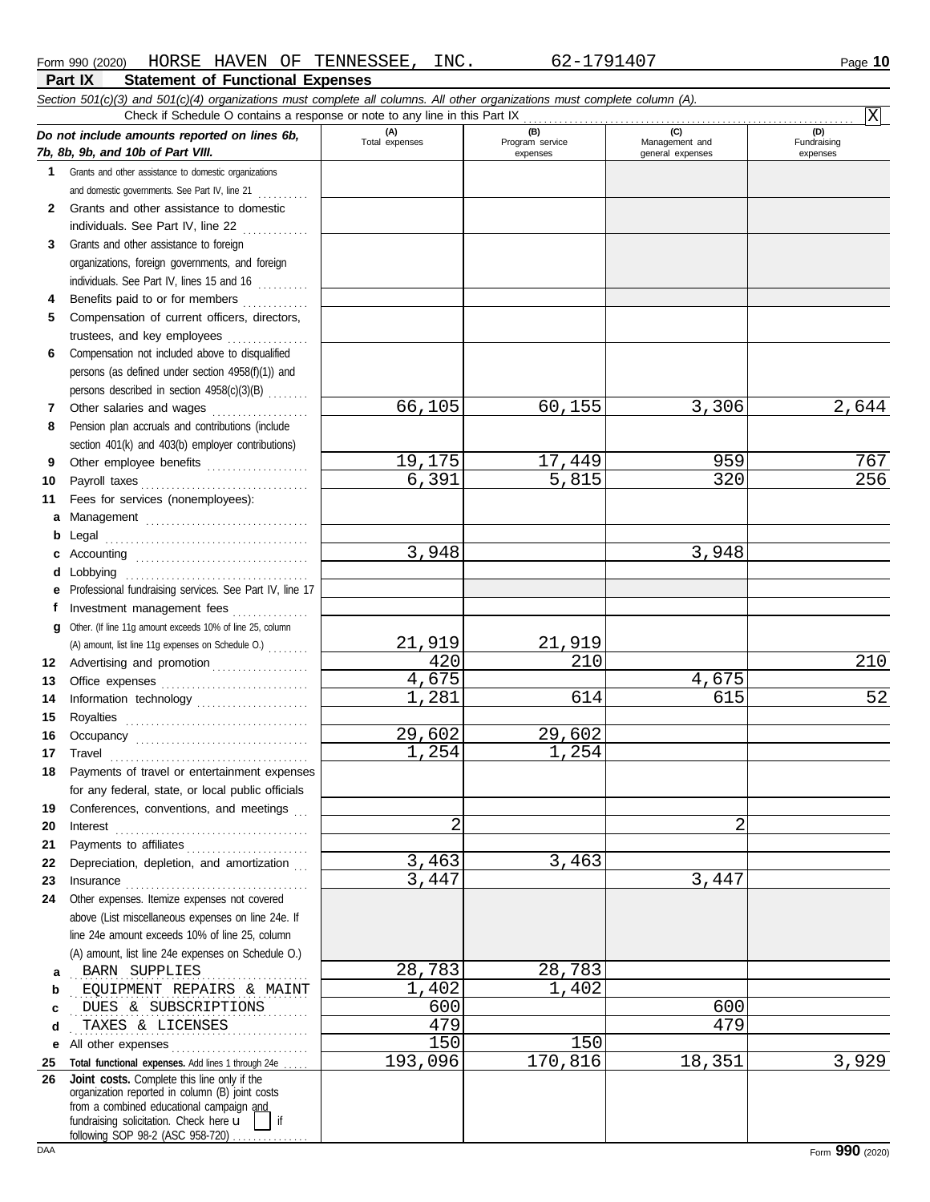Form 990 (2020) HORSE HAVEN OF TENNESSEE, INC. 62-1791407

## Part IX Statement of Functional Expenses

*Section 501(c)(3) and 501(c)(4) organizations must complete all columns. All other organizations must complete column (A).*

Check if Schedule O contains a response or note to any line in this Part IX . . . . . . . . . . X

| *Do not include amounts reported on lines 6b, 7b, 8b, 9b, and 10b of Part VIII.* | (A) Total expenses | (B) Program service expenses | (C) Management and general expenses | (D) Fundraising expenses |
|---|---|---|---|---|
| 1 Grants and other assistance to domestic organizations and domestic governments. See Part IV, line 21 | | | | |
| 2 Grants and other assistance to domestic individuals. See Part IV, line 22 | | | | |
| 3 Grants and other assistance to foreign organizations, foreign governments, and foreign individuals. See Part IV, lines 15 and 16 | | | | |
| 4 Benefits paid to or for members | | | | |
| 5 Compensation of current officers, directors, trustees, and key employees | | | | |
| 6 Compensation not included above to disqualified persons (as defined under section 4958(f)(1)) and persons described in section 4958(c)(3)(B) | | | | |
| 7 Other salaries and wages | 66,105 | 60,155 | 3,306 | 2,644 |
| 8 Pension plan accruals and contributions (include section 401(k) and 403(b) employer contributions) | | | | |
| 9 Other employee benefits | 19,175 | 17,449 | 959 | 767 |
| 10 Payroll taxes | 6,391 | 5,815 | 320 | 256 |
| 11 Fees for services (nonemployees): | | | | |
| a Management | | | | |
| b Legal | | | | |
| c Accounting | 3,948 | | 3,948 | |
| d Lobbying | | | | |
| e Professional fundraising services. See Part IV, line 17 | | | | |
| f Investment management fees | | | | |
| g Other. (If line 11g amount exceeds 10% of line 25, column (A) amount, list line 11g expenses on Schedule O.) | 21,919 | 21,919 | | |
| 12 Advertising and promotion | 420 | 210 | | 210 |
| 13 Office expenses | 4,675 | | 4,675 | |
| 14 Information technology | 1,281 | 614 | 615 | 52 |
| 15 Royalties | | | | |
| 16 Occupancy | 29,602 | 29,602 | | |
| 17 Travel | 1,254 | 1,254 | | |
| 18 Payments of travel or entertainment expenses for any federal, state, or local public officials | | | | |
| 19 Conferences, conventions, and meetings | | | | |
| 20 Interest | 2 | | 2 | |
| 21 Payments to affiliates | | | | |
| 22 Depreciation, depletion, and amortization | 3,463 | 3,463 | | |
| 23 Insurance | 3,447 | | 3,447 | |
| 24 Other expenses. Itemize expenses not covered above (List miscellaneous expenses on line 24e. If line 24e amount exceeds 10% of line 25, column (A) amount, list line 24e expenses on Schedule O.) | | | | |
| a BARN SUPPLIES | 28,783 | 28,783 | | |
| b EQUIPMENT REPAIRS & MAINT | 1,402 | 1,402 | | |
| c DUES & SUBSCRIPTIONS | 600 | | 600 | |
| d TAXES & LICENSES | 479 | | 479 | |
| e All other expenses | 150 | 150 | | |
| 25 **Total functional expenses.** Add lines 1 through 24e | 193,096 | 170,816 | 18,351 | 3,929 |
| 26 **Joint costs.** Complete this line only if the organization reported in column (B) joint costs from a combined educational campaign and fundraising solicitation. Check here ☐ if following SOP 98-2 (ASC 958-720) | | | | |

Form **990** (2020)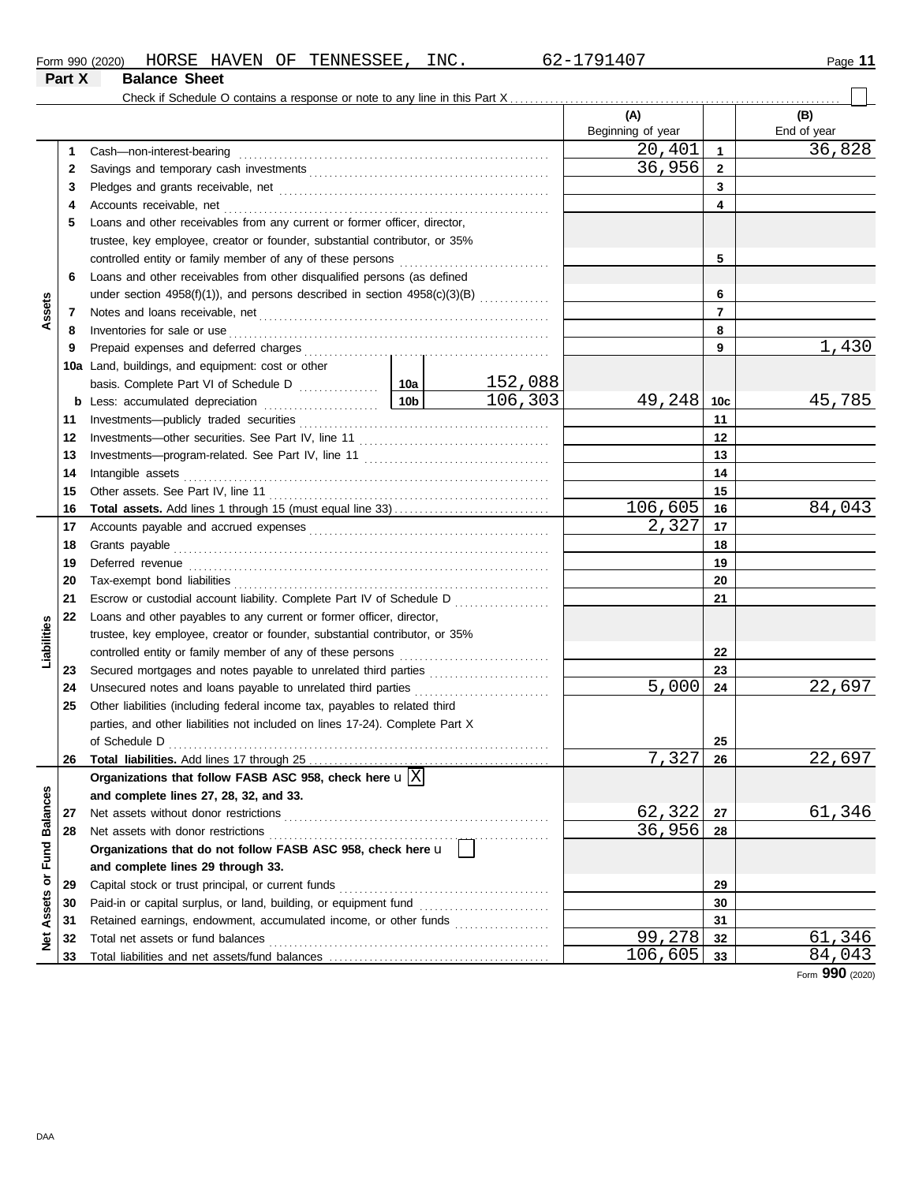Form 990 (2020) HORSE HAVEN OF TENNESSEE, INC. 62-1791407 Page **11**

## Part X Balance Sheet

Check if Schedule O contains a response or note to any line in this Part X ☐

| Section | Line | Description | | | (A) Beginning of year | | (B) End of year |
|---|---|---|---|---|---|---|---|
| Assets | 1 | Cash—non-interest-bearing | | | 20,401 | 1 | 36,828 |
| | 2 | Savings and temporary cash investments | | | 36,956 | 2 | |
| | 3 | Pledges and grants receivable, net | | | | 3 | |
| | 4 | Accounts receivable, net | | | | 4 | |
| | 5 | Loans and other receivables from any current or former officer, director, trustee, key employee, creator or founder, substantial contributor, or 35% controlled entity or family member of any of these persons | | | | 5 | |
| | 6 | Loans and other receivables from other disqualified persons (as defined under section 4958(f)(1)), and persons described in section 4958(c)(3)(B) | | | | 6 | |
| | 7 | Notes and loans receivable, net | | | | 7 | |
| | 8 | Inventories for sale or use | | | | 8 | |
| | 9 | Prepaid expenses and deferred charges | | | | 9 | 1,430 |
| | 10a | Land, buildings, and equipment: cost or other basis. Complete Part VI of Schedule D | 10a | 152,088 | | | |
| | b | Less: accumulated depreciation | 10b | 106,303 | 49,248 | 10c | 45,785 |
| | 11 | Investments—publicly traded securities | | | | 11 | |
| | 12 | Investments—other securities. See Part IV, line 11 | | | | 12 | |
| | 13 | Investments—program-related. See Part IV, line 11 | | | | 13 | |
| | 14 | Intangible assets | | | | 14 | |
| | 15 | Other assets. See Part IV, line 11 | | | | 15 | |
| | 16 | **Total assets.** Add lines 1 through 15 (must equal line 33) | | | 106,605 | 16 | 84,043 |
| Liabilities | 17 | Accounts payable and accrued expenses | | | 2,327 | 17 | |
| | 18 | Grants payable | | | | 18 | |
| | 19 | Deferred revenue | | | | 19 | |
| | 20 | Tax-exempt bond liabilities | | | | 20 | |
| | 21 | Escrow or custodial account liability. Complete Part IV of Schedule D | | | | 21 | |
| | 22 | Loans and other payables to any current or former officer, director, trustee, key employee, creator or founder, substantial contributor, or 35% controlled entity or family member of any of these persons | | | | 22 | |
| | 23 | Secured mortgages and notes payable to unrelated third parties | | | | 23 | |
| | 24 | Unsecured notes and loans payable to unrelated third parties | | | 5,000 | 24 | 22,697 |
| | 25 | Other liabilities (including federal income tax, payables to related third parties, and other liabilities not included on lines 17-24). Complete Part X of Schedule D | | | | 25 | |
| | 26 | **Total liabilities.** Add lines 17 through 25 | | | 7,327 | 26 | 22,697 |
| Net Assets or Fund Balances | | **Organizations that follow FASB ASC 958, check here** ☒ **and complete lines 27, 28, 32, and 33.** | | | | | |
| | 27 | Net assets without donor restrictions | | | 62,322 | 27 | 61,346 |
| | 28 | Net assets with donor restrictions | | | 36,956 | 28 | |
| | | **Organizations that do not follow FASB ASC 958, check here** ☐ **and complete lines 29 through 33.** | | | | | |
| | 29 | Capital stock or trust principal, or current funds | | | | 29 | |
| | 30 | Paid-in or capital surplus, or land, building, or equipment fund | | | | 30 | |
| | 31 | Retained earnings, endowment, accumulated income, or other funds | | | | 31 | |
| | 32 | Total net assets or fund balances | | | 99,278 | 32 | 61,346 |
| | 33 | Total liabilities and net assets/fund balances | | | 106,605 | 33 | 84,043 |

Form **990** (2020)

DAA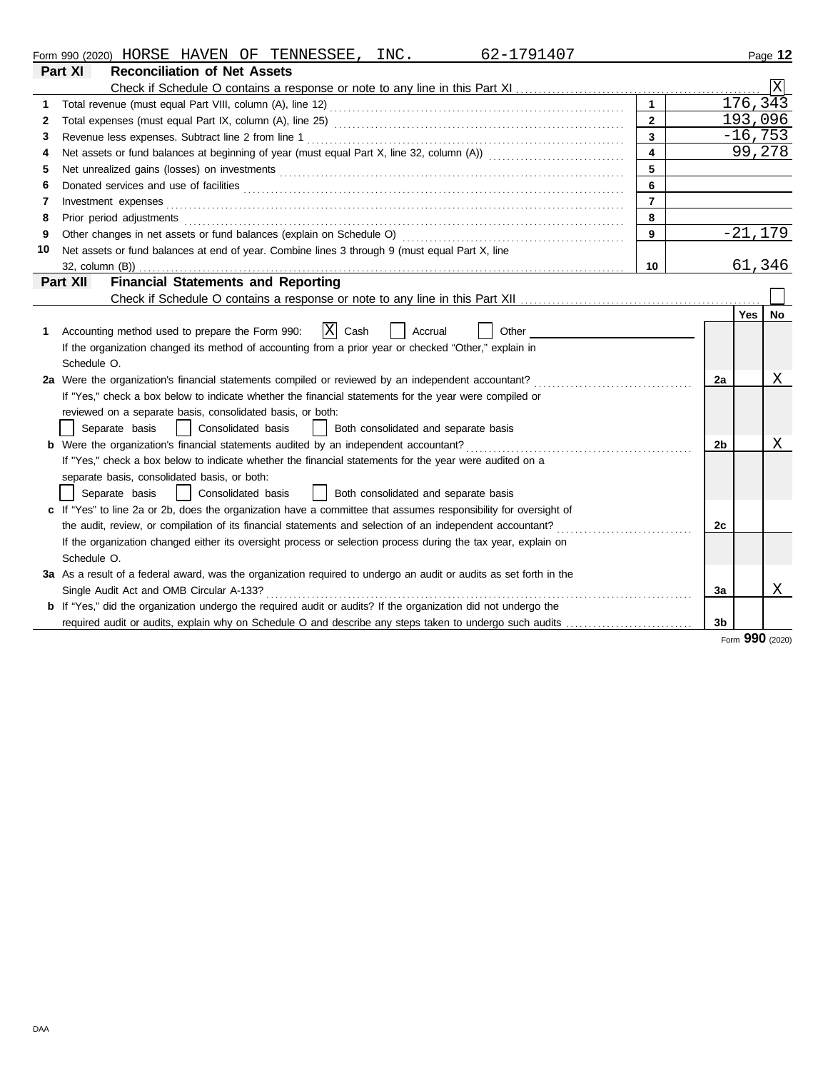Form 990 (2020) HORSE HAVEN OF TENNESSEE, INC. 62-1791407 Page **12**

## Part XI Reconciliation of Net Assets

Check if Schedule O contains a response or note to any line in this Part XI ..... [X]

| | | | |
|---|---|---|---|
| 1 | Total revenue (must equal Part VIII, column (A), line 12) | 1 | 176,343 |
| 2 | Total expenses (must equal Part IX, column (A), line 25) | 2 | 193,096 |
| 3 | Revenue less expenses. Subtract line 2 from line 1 | 3 | -16,753 |
| 4 | Net assets or fund balances at beginning of year (must equal Part X, line 32, column (A)) | 4 | 99,278 |
| 5 | Net unrealized gains (losses) on investments | 5 | |
| 6 | Donated services and use of facilities | 6 | |
| 7 | Investment expenses | 7 | |
| 8 | Prior period adjustments | 8 | |
| 9 | Other changes in net assets or fund balances (explain on Schedule O) | 9 | -21,179 |
| 10 | Net assets or fund balances at end of year. Combine lines 3 through 9 (must equal Part X, line 32, column (B)) | 10 | 61,346 |

## Part XII Financial Statements and Reporting

Check if Schedule O contains a response or note to any line in this Part XII ..... [ ]

| | | | Yes | No |
|---|---|---|---|---|
| 1 | Accounting method used to prepare the Form 990: [X] Cash [ ] Accrual [ ] Other<br>If the organization changed its method of accounting from a prior year or checked "Other," explain in Schedule O. | | | |
| 2a | Were the organization's financial statements compiled or reviewed by an independent accountant?<br>If "Yes," check a box below to indicate whether the financial statements for the year were compiled or reviewed on a separate basis, consolidated basis, or both:<br>[ ] Separate basis [ ] Consolidated basis [ ] Both consolidated and separate basis | 2a | | X |
| b | Were the organization's financial statements audited by an independent accountant?<br>If "Yes," check a box below to indicate whether the financial statements for the year were audited on a separate basis, consolidated basis, or both:<br>[ ] Separate basis [ ] Consolidated basis [ ] Both consolidated and separate basis | 2b | | X |
| c | If "Yes" to line 2a or 2b, does the organization have a committee that assumes responsibility for oversight of the audit, review, or compilation of its financial statements and selection of an independent accountant?<br>If the organization changed either its oversight process or selection process during the tax year, explain on Schedule O. | 2c | | |
| 3a | As a result of a federal award, was the organization required to undergo an audit or audits as set forth in the Single Audit Act and OMB Circular A-133? | 3a | | X |
| b | If "Yes," did the organization undergo the required audit or audits? If the organization did not undergo the required audit or audits, explain why on Schedule O and describe any steps taken to undergo such audits | 3b | | |

Form **990** (2020)

DAA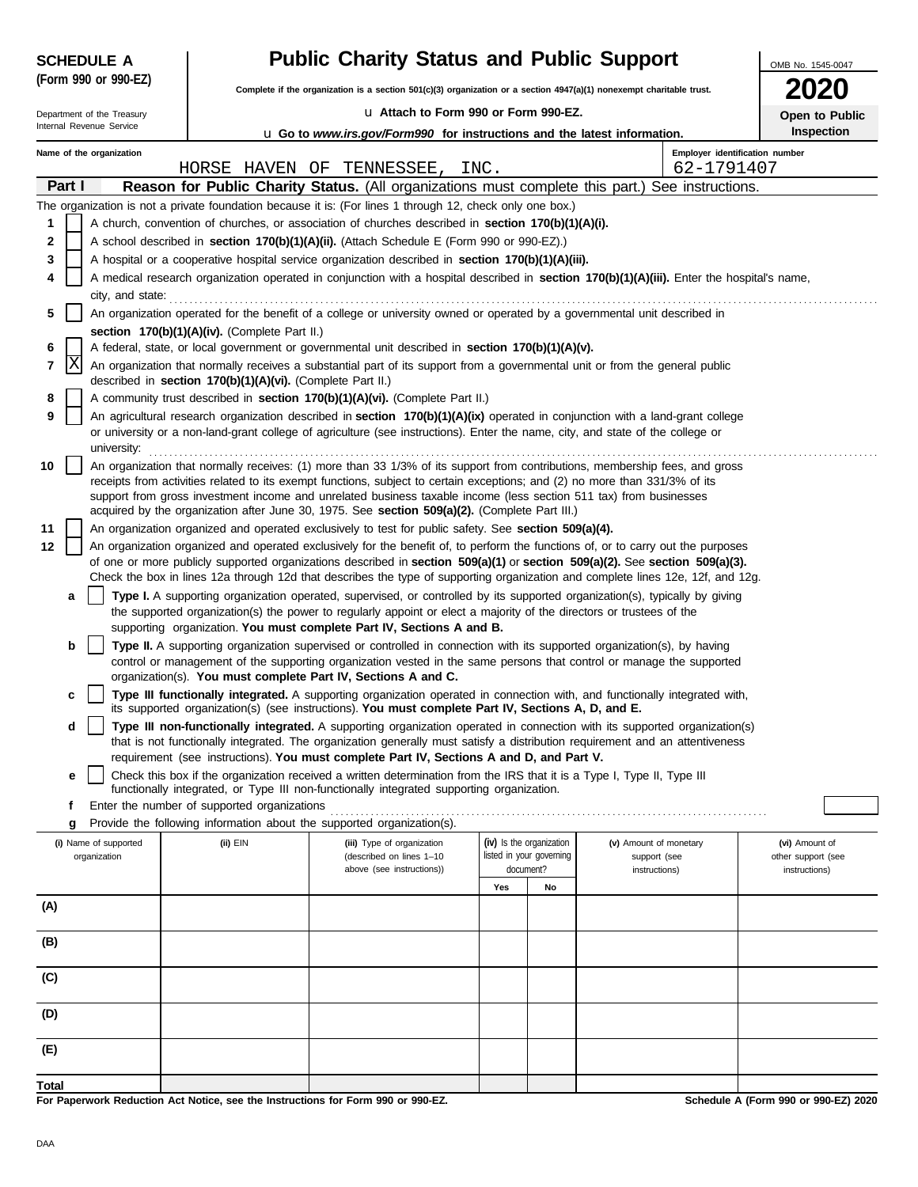**SCHEDULE A (Form 990 or 990-EZ)**

Department of the Treasury
Internal Revenue Service

# Public Charity Status and Public Support

**Complete if the organization is a section 501(c)(3) organization or a section 4947(a)(1) nonexempt charitable trust.**

u **Attach to Form 990 or Form 990-EZ.**

u **Go to *www.irs.gov/Form990* for instructions and the latest information.**

OMB No. 1545-0047

**2020**

**Open to Public Inspection**

**Name of the organization:** HORSE HAVEN OF TENNESSEE, INC.

**Employer identification number:** 62-1791407

**Part I — Reason for Public Charity Status.** (All organizations must complete this part.) See instructions.

The organization is not a private foundation because it is: (For lines 1 through 12, check only one box.)

1. [ ] A church, convention of churches, or association of churches described in **section 170(b)(1)(A)(i).**
2. [ ] A school described in **section 170(b)(1)(A)(ii).** (Attach Schedule E (Form 990 or 990-EZ).)
3. [ ] A hospital or a cooperative hospital service organization described in **section 170(b)(1)(A)(iii).**
4. [ ] A medical research organization operated in conjunction with a hospital described in **section 170(b)(1)(A)(iii).** Enter the hospital's name, city, and state:
5. [ ] An organization operated for the benefit of a college or university owned or operated by a governmental unit described in **section 170(b)(1)(A)(iv).** (Complete Part II.)
6. [ ] A federal, state, or local government or governmental unit described in **section 170(b)(1)(A)(v).**
7. [X] An organization that normally receives a substantial part of its support from a governmental unit or from the general public described in **section 170(b)(1)(A)(vi).** (Complete Part II.)
8. [ ] A community trust described in **section 170(b)(1)(A)(vi).** (Complete Part II.)
9. [ ] An agricultural research organization described in **section 170(b)(1)(A)(ix)** operated in conjunction with a land-grant college or university or a non-land-grant college of agriculture (see instructions). Enter the name, city, and state of the college or university:
10. [ ] An organization that normally receives: (1) more than 33 1/3% of its support from contributions, membership fees, and gross receipts from activities related to its exempt functions, subject to certain exceptions; and (2) no more than 331/3% of its support from gross investment income and unrelated business taxable income (less section 511 tax) from businesses acquired by the organization after June 30, 1975. See **section 509(a)(2).** (Complete Part III.)
11. [ ] An organization organized and operated exclusively to test for public safety. See **section 509(a)(4).**
12. [ ] An organization organized and operated exclusively for the benefit of, to perform the functions of, or to carry out the purposes of one or more publicly supported organizations described in **section 509(a)(1)** or **section 509(a)(2).** See **section 509(a)(3).** Check the box in lines 12a through 12d that describes the type of supporting organization and complete lines 12e, 12f, and 12g.
   - **a** [ ] **Type I.** A supporting organization operated, supervised, or controlled by its supported organization(s), typically by giving the supported organization(s) the power to regularly appoint or elect a majority of the directors or trustees of the supporting organization. **You must complete Part IV, Sections A and B.**
   - **b** [ ] **Type II.** A supporting organization supervised or controlled in connection with its supported organization(s), by having control or management of the supporting organization vested in the same persons that control or manage the supported organization(s). **You must complete Part IV, Sections A and C.**
   - **c** [ ] **Type III functionally integrated.** A supporting organization operated in connection with, and functionally integrated with, its supported organization(s) (see instructions). **You must complete Part IV, Sections A, D, and E.**
   - **d** [ ] **Type III non-functionally integrated.** A supporting organization operated in connection with its supported organization(s) that is not functionally integrated. The organization generally must satisfy a distribution requirement and an attentiveness requirement (see instructions). **You must complete Part IV, Sections A and D, and Part V.**
   - **e** [ ] Check this box if the organization received a written determination from the IRS that it is a Type I, Type II, Type III functionally integrated, or Type III non-functionally integrated supporting organization.
   - **f** Enter the number of supported organizations
   - **g** Provide the following information about the supported organization(s).

| (i) Name of supported organization | (ii) EIN | (iii) Type of organization (described on lines 1–10 above (see instructions)) | (iv) Is the organization listed in your governing document? Yes | No | (v) Amount of monetary support (see instructions) | (vi) Amount of other support (see instructions) |
|---|---|---|---|---|---|---|
| (A) | | | | | | |
| (B) | | | | | | |
| (C) | | | | | | |
| (D) | | | | | | |
| (E) | | | | | | |
| **Total** | | | | | | |

**For Paperwork Reduction Act Notice, see the Instructions for Form 990 or 990-EZ.**

**Schedule A (Form 990 or 990-EZ) 2020**

DAA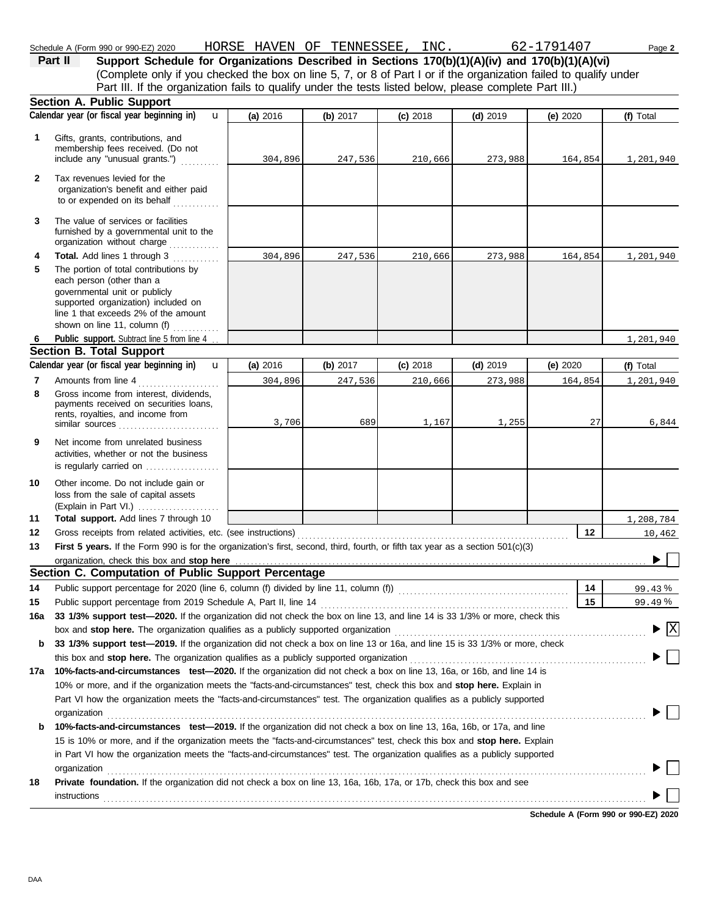Schedule A (Form 990 or 990-EZ) 2020 HORSE HAVEN OF TENNESSEE, INC. 62-1791407

**Part II** **Support Schedule for Organizations Described in Sections 170(b)(1)(A)(iv) and 170(b)(1)(A)(vi)**
(Complete only if you checked the box on line 5, 7, or 8 of Part I or if the organization failed to qualify under Part III. If the organization fails to qualify under the tests listed below, please complete Part III.)

**Section A. Public Support**

| | Calendar year (or fiscal year beginning in) | (a) 2016 | (b) 2017 | (c) 2018 | (d) 2019 | (e) 2020 | (f) Total |
|---|---|---|---|---|---|---|---|
| 1 | Gifts, grants, contributions, and membership fees received. (Do not include any "unusual grants.") | 304,896 | 247,536 | 210,666 | 273,988 | 164,854 | 1,201,940 |
| 2 | Tax revenues levied for the organization's benefit and either paid to or expended on its behalf | | | | | | |
| 3 | The value of services or facilities furnished by a governmental unit to the organization without charge | | | | | | |
| 4 | **Total.** Add lines 1 through 3 | 304,896 | 247,536 | 210,666 | 273,988 | 164,854 | 1,201,940 |
| 5 | The portion of total contributions by each person (other than a governmental unit or publicly supported organization) included on line 1 that exceeds 2% of the amount shown on line 11, column (f) | | | | | | |
| 6 | **Public support.** Subtract line 5 from line 4 | | | | | | 1,201,940 |

**Section B. Total Support**

| | Calendar year (or fiscal year beginning in) | (a) 2016 | (b) 2017 | (c) 2018 | (d) 2019 | (e) 2020 | (f) Total |
|---|---|---|---|---|---|---|---|
| 7 | Amounts from line 4 | 304,896 | 247,536 | 210,666 | 273,988 | 164,854 | 1,201,940 |
| 8 | Gross income from interest, dividends, payments received on securities loans, rents, royalties, and income from similar sources | 3,706 | 689 | 1,167 | 1,255 | 27 | 6,844 |
| 9 | Net income from unrelated business activities, whether or not the business is regularly carried on | | | | | | |
| 10 | Other income. Do not include gain or loss from the sale of capital assets (Explain in Part VI.) | | | | | | |
| 11 | **Total support.** Add lines 7 through 10 | | | | | | 1,208,784 |
| 12 | Gross receipts from related activities, etc. (see instructions) | | | | | 12 | 10,462 |

**13** **First 5 years.** If the Form 990 is for the organization's first, second, third, fourth, or fifth tax year as a section 501(c)(3) organization, check this box and **stop here** ☐

**Section C. Computation of Public Support Percentage**

| | | | |
|---|---|---|---|
| 14 | Public support percentage for 2020 (line 6, column (f) divided by line 11, column (f)) | 14 | 99.43 % |
| 15 | Public support percentage from 2019 Schedule A, Part II, line 14 | 15 | 99.49 % |

**16a** **33 1/3% support test—2020.** If the organization did not check the box on line 13, and line 14 is 33 1/3% or more, check this box and **stop here.** The organization qualifies as a publicly supported organization ☒

**b** **33 1/3% support test—2019.** If the organization did not check a box on line 13 or 16a, and line 15 is 33 1/3% or more, check this box and **stop here.** The organization qualifies as a publicly supported organization ☐

**17a** **10%-facts-and-circumstances test—2020.** If the organization did not check a box on line 13, 16a, or 16b, and line 14 is 10% or more, and if the organization meets the "facts-and-circumstances" test, check this box and **stop here.** Explain in Part VI how the organization meets the "facts-and-circumstances" test. The organization qualifies as a publicly supported organization ☐

**b** **10%-facts-and-circumstances test—2019.** If the organization did not check a box on line 13, 16a, 16b, or 17a, and line 15 is 10% or more, and if the organization meets the "facts-and-circumstances" test, check this box and **stop here.** Explain in Part VI how the organization meets the "facts-and-circumstances" test. The organization qualifies as a publicly supported organization ☐

**18** **Private foundation.** If the organization did not check a box on line 13, 16a, 16b, 17a, or 17b, check this box and see instructions ☐

**Schedule A (Form 990 or 990-EZ) 2020**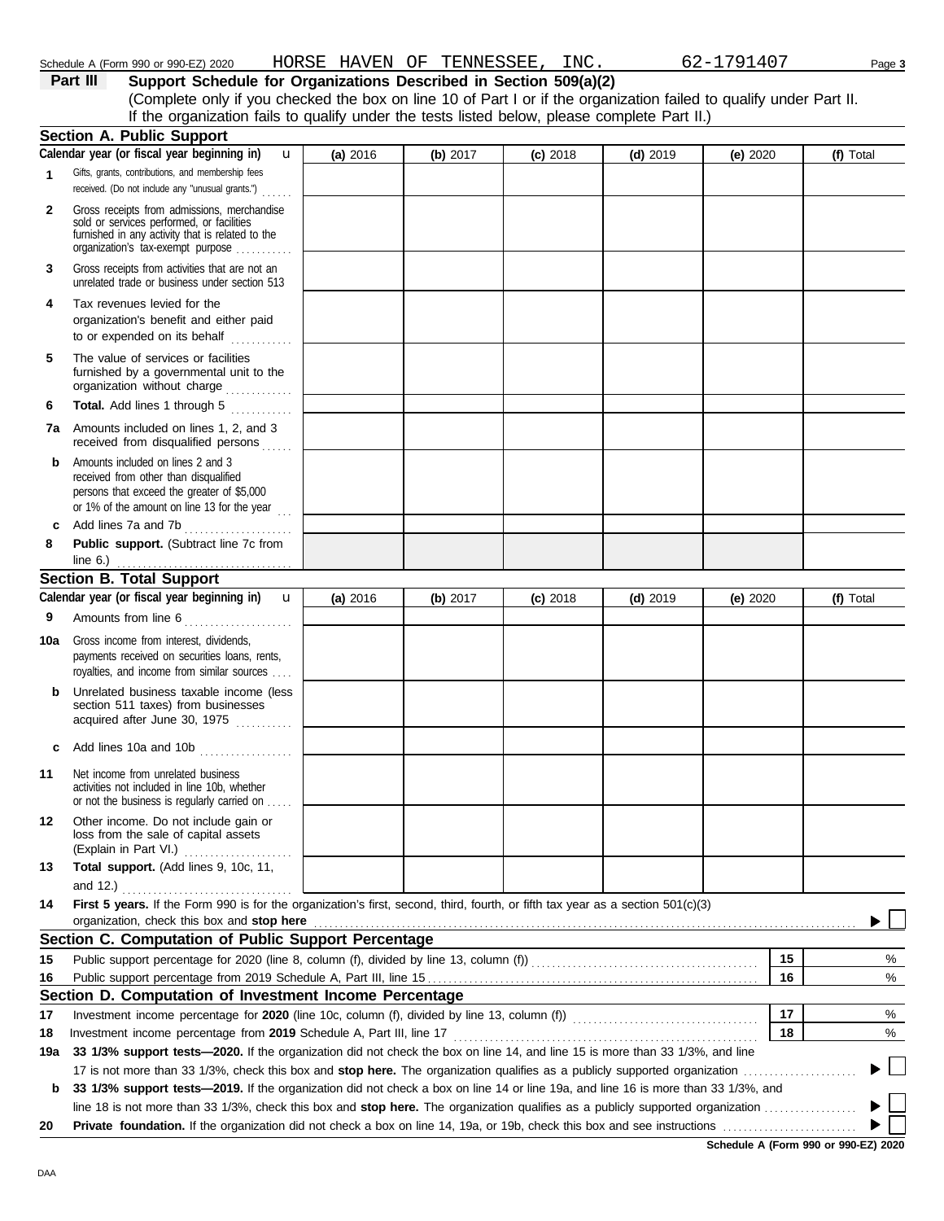Schedule A (Form 990 or 990-EZ) 2020 HORSE HAVEN OF TENNESSEE, INC. 62-1791407

## Part III Support Schedule for Organizations Described in Section 509(a)(2)

(Complete only if you checked the box on line 10 of Part I or if the organization failed to qualify under Part II. If the organization fails to qualify under the tests listed below, please complete Part II.)

### Section A. Public Support

| Calendar year (or fiscal year beginning in) | (a) 2016 | (b) 2017 | (c) 2018 | (d) 2019 | (e) 2020 | (f) Total |
|---|---|---|---|---|---|---|
| 1 Gifts, grants, contributions, and membership fees received. (Do not include any "unusual grants.") | | | | | | |
| 2 Gross receipts from admissions, merchandise sold or services performed, or facilities furnished in any activity that is related to the organization's tax-exempt purpose | | | | | | |
| 3 Gross receipts from activities that are not an unrelated trade or business under section 513 | | | | | | |
| 4 Tax revenues levied for the organization's benefit and either paid to or expended on its behalf | | | | | | |
| 5 The value of services or facilities furnished by a governmental unit to the organization without charge | | | | | | |
| 6 **Total.** Add lines 1 through 5 | | | | | | |
| 7a Amounts included on lines 1, 2, and 3 received from disqualified persons | | | | | | |
| b Amounts included on lines 2 and 3 received from other than disqualified persons that exceed the greater of $5,000 or 1% of the amount on line 13 for the year | | | | | | |
| c Add lines 7a and 7b | | | | | | |
| 8 **Public support.** (Subtract line 7c from line 6.) | | | | | | |

### Section B. Total Support

| Calendar year (or fiscal year beginning in) | (a) 2016 | (b) 2017 | (c) 2018 | (d) 2019 | (e) 2020 | (f) Total |
|---|---|---|---|---|---|---|
| 9 Amounts from line 6 | | | | | | |
| 10a Gross income from interest, dividends, payments received on securities loans, rents, royalties, and income from similar sources | | | | | | |
| b Unrelated business taxable income (less section 511 taxes) from businesses acquired after June 30, 1975 | | | | | | |
| c Add lines 10a and 10b | | | | | | |
| 11 Net income from unrelated business activities not included in line 10b, whether or not the business is regularly carried on | | | | | | |
| 12 Other income. Do not include gain or loss from the sale of capital assets (Explain in Part VI.) | | | | | | |
| 13 **Total support.** (Add lines 9, 10c, 11, and 12.) | | | | | | |

14 **First 5 years.** If the Form 990 is for the organization's first, second, third, fourth, or fifth tax year as a section 501(c)(3) organization, check this box and **stop here** ☐

### Section C. Computation of Public Support Percentage

| | | | |
|---|---|---|---|
| 15 | Public support percentage for 2020 (line 8, column (f), divided by line 13, column (f)) | 15 | % |
| 16 | Public support percentage from 2019 Schedule A, Part III, line 15 | 16 | % |

### Section D. Computation of Investment Income Percentage

| | | | |
|---|---|---|---|
| 17 | Investment income percentage for **2020** (line 10c, column (f), divided by line 13, column (f)) | 17 | % |
| 18 | Investment income percentage from **2019** Schedule A, Part III, line 17 | 18 | % |

19a **33 1/3% support tests—2020.** If the organization did not check the box on line 14, and line 15 is more than 33 1/3%, and line 17 is not more than 33 1/3%, check this box and **stop here.** The organization qualifies as a publicly supported organization ☐

b **33 1/3% support tests—2019.** If the organization did not check a box on line 14 or line 19a, and line 16 is more than 33 1/3%, and line 18 is not more than 33 1/3%, check this box and **stop here.** The organization qualifies as a publicly supported organization ☐

20 **Private foundation.** If the organization did not check a box on line 14, 19a, or 19b, check this box and see instructions ☐

**Schedule A (Form 990 or 990-EZ) 2020**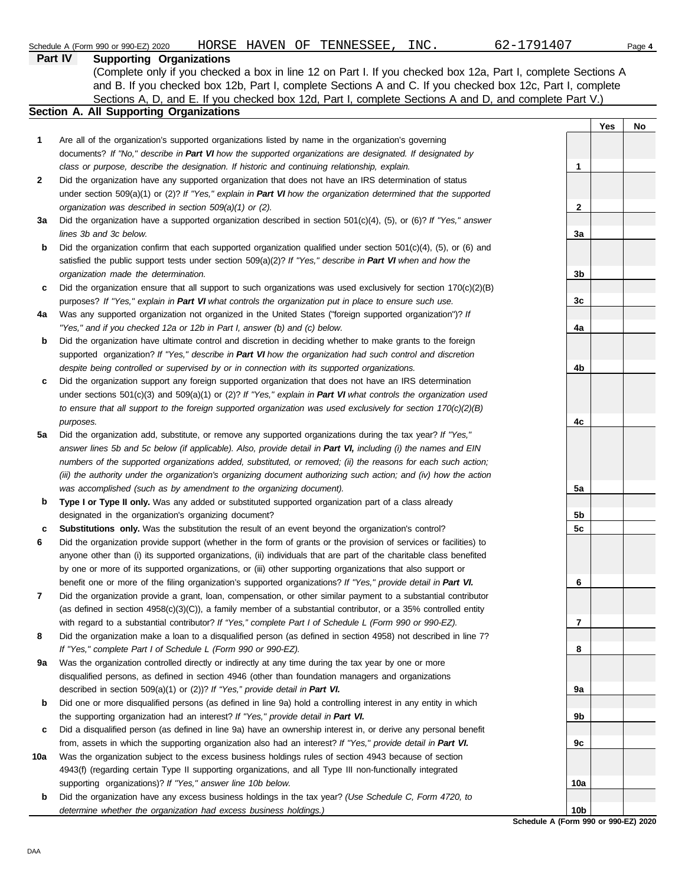Schedule A (Form 990 or 990-EZ) 2020 HORSE HAVEN OF TENNESSEE, INC. 62-1791407

## Part IV Supporting Organizations

(Complete only if you checked a box in line 12 on Part I. If you checked box 12a, Part I, complete Sections A and B. If you checked box 12b, Part I, complete Sections A and C. If you checked box 12c, Part I, complete Sections A, D, and E. If you checked box 12d, Part I, complete Sections A and D, and complete Part V.)

### Section A. All Supporting Organizations

| | | | Yes | No |
|---|---|---|---|---|
| **1** | Are all of the organization's supported organizations listed by name in the organization's governing documents? *If "No," describe in **Part VI** how the supported organizations are designated. If designated by class or purpose, describe the designation. If historic and continuing relationship, explain.* | 1 | | |
| **2** | Did the organization have any supported organization that does not have an IRS determination of status under section 509(a)(1) or (2)? *If "Yes," explain in **Part VI** how the organization determined that the supported organization was described in section 509(a)(1) or (2).* | 2 | | |
| **3a** | Did the organization have a supported organization described in section 501(c)(4), (5), or (6)? *If "Yes," answer lines 3b and 3c below.* | 3a | | |
| **b** | Did the organization confirm that each supported organization qualified under section 501(c)(4), (5), or (6) and satisfied the public support tests under section 509(a)(2)? *If "Yes," describe in **Part VI** when and how the organization made the determination.* | 3b | | |
| **c** | Did the organization ensure that all support to such organizations was used exclusively for section 170(c)(2)(B) purposes? *If "Yes," explain in **Part VI** what controls the organization put in place to ensure such use.* | 3c | | |
| **4a** | Was any supported organization not organized in the United States ("foreign supported organization")? *If "Yes," and if you checked 12a or 12b in Part I, answer (b) and (c) below.* | 4a | | |
| **b** | Did the organization have ultimate control and discretion in deciding whether to make grants to the foreign supported organization? *If "Yes," describe in **Part VI** how the organization had such control and discretion despite being controlled or supervised by or in connection with its supported organizations.* | 4b | | |
| **c** | Did the organization support any foreign supported organization that does not have an IRS determination under sections 501(c)(3) and 509(a)(1) or (2)? *If "Yes," explain in **Part VI** what controls the organization used to ensure that all support to the foreign supported organization was used exclusively for section 170(c)(2)(B) purposes.* | 4c | | |
| **5a** | Did the organization add, substitute, or remove any supported organizations during the tax year? *If "Yes," answer lines 5b and 5c below (if applicable). Also, provide detail in **Part VI,** including (i) the names and EIN numbers of the supported organizations added, substituted, or removed; (ii) the reasons for each such action; (iii) the authority under the organization's organizing document authorizing such action; and (iv) how the action was accomplished (such as by amendment to the organizing document).* | 5a | | |
| **b** | **Type I or Type II only.** Was any added or substituted supported organization part of a class already designated in the organization's organizing document? | 5b | | |
| **c** | **Substitutions only.** Was the substitution the result of an event beyond the organization's control? | 5c | | |
| **6** | Did the organization provide support (whether in the form of grants or the provision of services or facilities) to anyone other than (i) its supported organizations, (ii) individuals that are part of the charitable class benefited by one or more of its supported organizations, or (iii) other supporting organizations that also support or benefit one or more of the filing organization's supported organizations? ***If "Yes," provide detail in Part VI.*** | 6 | | |
| **7** | Did the organization provide a grant, loan, compensation, or other similar payment to a substantial contributor (as defined in section 4958(c)(3)(C)), a family member of a substantial contributor, or a 35% controlled entity with regard to a substantial contributor? *If "Yes," complete Part I of Schedule L (Form 990 or 990-EZ).* | 7 | | |
| **8** | Did the organization make a loan to a disqualified person (as defined in section 4958) not described in line 7? *If "Yes," complete Part I of Schedule L (Form 990 or 990-EZ).* | 8 | | |
| **9a** | Was the organization controlled directly or indirectly at any time during the tax year by one or more disqualified persons, as defined in section 4946 (other than foundation managers and organizations described in section 509(a)(1) or (2))? *If "Yes," provide detail in **Part VI.*** | 9a | | |
| **b** | Did one or more disqualified persons (as defined in line 9a) hold a controlling interest in any entity in which the supporting organization had an interest? *If "Yes," provide detail in **Part VI.*** | 9b | | |
| **c** | Did a disqualified person (as defined in line 9a) have an ownership interest in, or derive any personal benefit from, assets in which the supporting organization also had an interest? *If "Yes," provide detail in **Part VI.*** | 9c | | |
| **10a** | Was the organization subject to the excess business holdings rules of section 4943 because of section 4943(f) (regarding certain Type II supporting organizations, and all Type III non-functionally integrated supporting organizations)? *If "Yes," answer line 10b below.* | 10a | | |
| **b** | Did the organization have any excess business holdings in the tax year? *(Use Schedule C, Form 4720, to determine whether the organization had excess business holdings.)* | 10b | | |

**Schedule A (Form 990 or 990-EZ) 2020**

DAA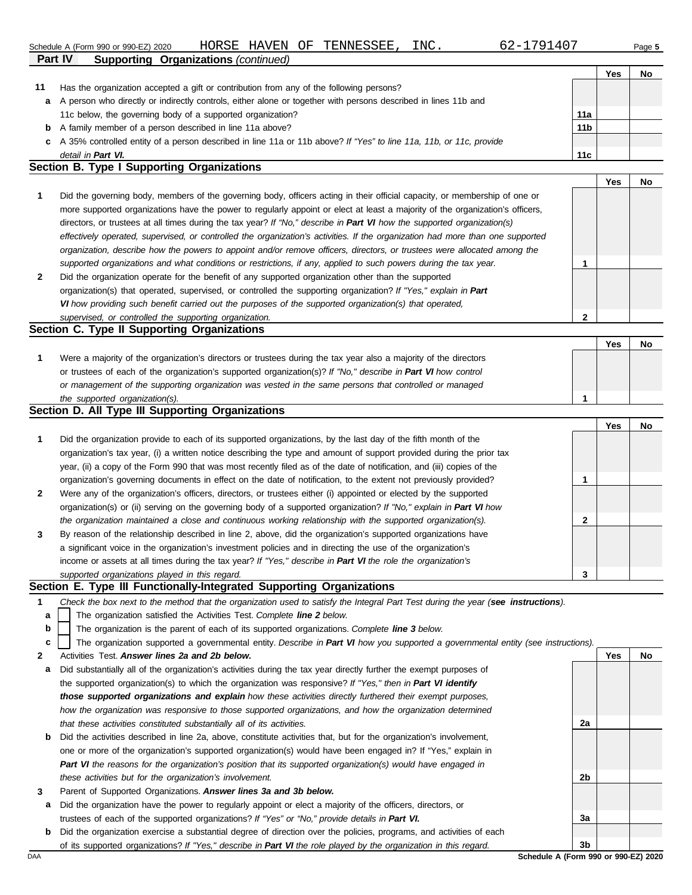Schedule A (Form 990 or 990-EZ) 2020 HORSE HAVEN OF TENNESSEE, INC. 62-1791407

**Part IV Supporting Organizations** *(continued)*

| | | | Yes | No |
|---|---|---|---|---|
| **11** | Has the organization accepted a gift or contribution from any of the following persons? | | | |
| **a** | A person who directly or indirectly controls, either alone or together with persons described in lines 11b and 11c below, the governing body of a supported organization? | 11a | | |
| **b** | A family member of a person described in line 11a above? | 11b | | |
| **c** | A 35% controlled entity of a person described in line 11a or 11b above? *If "Yes" to line 11a, 11b, or 11c, provide detail in* ***Part VI.*** | 11c | | |

**Section B. Type I Supporting Organizations**

| | | | Yes | No |
|---|---|---|---|---|
| **1** | Did the governing body, members of the governing body, officers acting in their official capacity, or membership of one or more supported organizations have the power to regularly appoint or elect at least a majority of the organization's officers, directors, or trustees at all times during the tax year? *If "No," describe in* ***Part VI*** *how the supported organization(s) effectively operated, supervised, or controlled the organization's activities. If the organization had more than one supported organization, describe how the powers to appoint and/or remove officers, directors, or trustees were allocated among the supported organizations and what conditions or restrictions, if any, applied to such powers during the tax year.* | 1 | | |
| **2** | Did the organization operate for the benefit of any supported organization other than the supported organization(s) that operated, supervised, or controlled the supporting organization? *If "Yes," explain in* ***Part VI*** *how providing such benefit carried out the purposes of the supported organization(s) that operated, supervised, or controlled the supporting organization.* | 2 | | |

**Section C. Type II Supporting Organizations**

| | | | Yes | No |
|---|---|---|---|---|
| **1** | Were a majority of the organization's directors or trustees during the tax year also a majority of the directors or trustees of each of the organization's supported organization(s)? *If "No," describe in* ***Part VI*** *how control or management of the supporting organization was vested in the same persons that controlled or managed the supported organization(s).* | 1 | | |

**Section D. All Type III Supporting Organizations**

| | | | Yes | No |
|---|---|---|---|---|
| **1** | Did the organization provide to each of its supported organizations, by the last day of the fifth month of the organization's tax year, (i) a written notice describing the type and amount of support provided during the prior tax year, (ii) a copy of the Form 990 that was most recently filed as of the date of notification, and (iii) copies of the organization's governing documents in effect on the date of notification, to the extent not previously provided? | 1 | | |
| **2** | Were any of the organization's officers, directors, or trustees either (i) appointed or elected by the supported organization(s) or (ii) serving on the governing body of a supported organization? *If "No," explain in* ***Part VI*** *how the organization maintained a close and continuous working relationship with the supported organization(s).* | 2 | | |
| **3** | By reason of the relationship described in line 2, above, did the organization's supported organizations have a significant voice in the organization's investment policies and in directing the use of the organization's income or assets at all times during the tax year? *If "Yes," describe in* ***Part VI*** *the role the organization's supported organizations played in this regard.* | 3 | | |

**Section E. Type III Functionally-Integrated Supporting Organizations**

**1** *Check the box next to the method that the organization used to satisfy the Integral Part Test during the year (****see instructions****).*

- **a** ☐ The organization satisfied the Activities Test. *Complete* ***line 2*** *below.*
- **b** ☐ The organization is the parent of each of its supported organizations. *Complete* ***line 3*** *below.*
- **c** ☐ The organization supported a governmental entity. *Describe in* ***Part VI*** *how you supported a governmental entity (see instructions).*

| | | | Yes | No |
|---|---|---|---|---|
| **2** | Activities Test. ***Answer lines 2a and 2b below.*** | | | |
| **a** | Did substantially all of the organization's activities during the tax year directly further the exempt purposes of the supported organization(s) to which the organization was responsive? *If "Yes," then in* ***Part VI identify those supported organizations and explain*** *how these activities directly furthered their exempt purposes, how the organization was responsive to those supported organizations, and how the organization determined that these activities constituted substantially all of its activities.* | 2a | | |
| **b** | Did the activities described in line 2a, above, constitute activities that, but for the organization's involvement, one or more of the organization's supported organization(s) would have been engaged in? If "Yes," explain in ***Part VI*** *the reasons for the organization's position that its supported organization(s) would have engaged in these activities but for the organization's involvement.* | 2b | | |
| **3** | Parent of Supported Organizations. ***Answer lines 3a and 3b below.*** | | | |
| **a** | Did the organization have the power to regularly appoint or elect a majority of the officers, directors, or trustees of each of the supported organizations? *If "Yes" or "No," provide details in* ***Part VI.*** | 3a | | |
| **b** | Did the organization exercise a substantial degree of direction over the policies, programs, and activities of each of its supported organizations? *If "Yes," describe in* ***Part VI*** *the role played by the organization in this regard.* | 3b | | |

DAA **Schedule A (Form 990 or 990-EZ) 2020**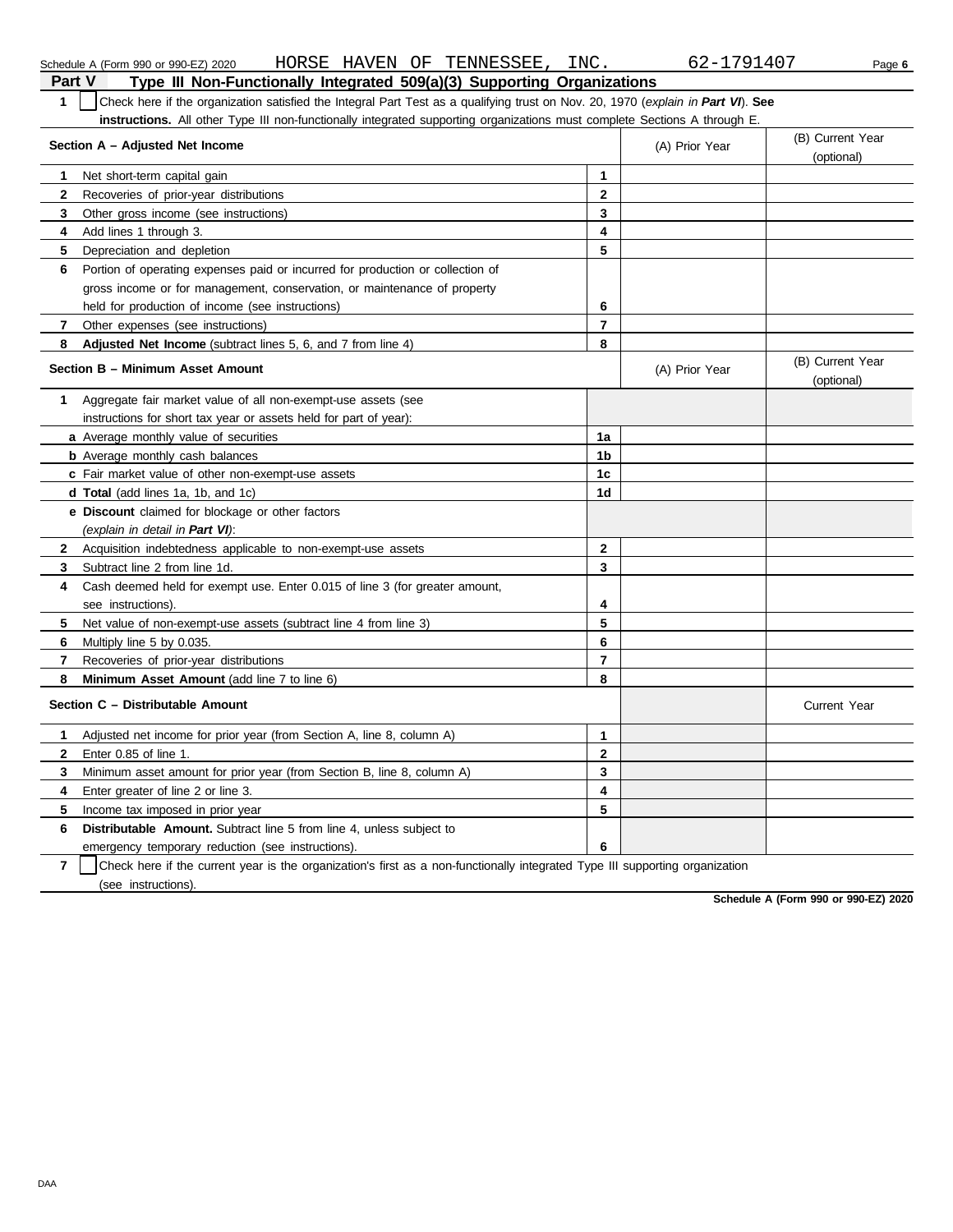Schedule A (Form 990 or 990-EZ) 2020 HORSE HAVEN OF TENNESSEE, INC. 62-1791407

## Part V Type III Non-Functionally Integrated 509(a)(3) Supporting Organizations

**1** ☐ Check here if the organization satisfied the Integral Part Test as a qualifying trust on Nov. 20, 1970 (*explain in **Part VI***). **See instructions.** All other Type III non-functionally integrated supporting organizations must complete Sections A through E.

| Section A – Adjusted Net Income | | (A) Prior Year | (B) Current Year (optional) |
|---|---|---|---|
| **1** Net short-term capital gain | 1 | | |
| **2** Recoveries of prior-year distributions | 2 | | |
| **3** Other gross income (see instructions) | 3 | | |
| **4** Add lines 1 through 3. | 4 | | |
| **5** Depreciation and depletion | 5 | | |
| **6** Portion of operating expenses paid or incurred for production or collection of gross income or for management, conservation, or maintenance of property held for production of income (see instructions) | 6 | | |
| **7** Other expenses (see instructions) | 7 | | |
| **8** **Adjusted Net Income** (subtract lines 5, 6, and 7 from line 4) | 8 | | |

| Section B – Minimum Asset Amount | | (A) Prior Year | (B) Current Year (optional) |
|---|---|---|---|
| **1** Aggregate fair market value of all non-exempt-use assets (see instructions for short tax year or assets held for part of year): | | | |
| **a** Average monthly value of securities | 1a | | |
| **b** Average monthly cash balances | 1b | | |
| **c** Fair market value of other non-exempt-use assets | 1c | | |
| **d** **Total** (add lines 1a, 1b, and 1c) | 1d | | |
| **e** **Discount** claimed for blockage or other factors (*explain in detail in **Part VI***): | | | |
| **2** Acquisition indebtedness applicable to non-exempt-use assets | 2 | | |
| **3** Subtract line 2 from line 1d. | 3 | | |
| **4** Cash deemed held for exempt use. Enter 0.015 of line 3 (for greater amount, see instructions). | 4 | | |
| **5** Net value of non-exempt-use assets (subtract line 4 from line 3) | 5 | | |
| **6** Multiply line 5 by 0.035. | 6 | | |
| **7** Recoveries of prior-year distributions | 7 | | |
| **8** **Minimum Asset Amount** (add line 7 to line 6) | 8 | | |

| Section C – Distributable Amount | | | Current Year |
|---|---|---|---|
| **1** Adjusted net income for prior year (from Section A, line 8, column A) | 1 | | |
| **2** Enter 0.85 of line 1. | 2 | | |
| **3** Minimum asset amount for prior year (from Section B, line 8, column A) | 3 | | |
| **4** Enter greater of line 2 or line 3. | 4 | | |
| **5** Income tax imposed in prior year | 5 | | |
| **6** **Distributable Amount.** Subtract line 5 from line 4, unless subject to emergency temporary reduction (see instructions). | 6 | | |

**7** ☐ Check here if the current year is the organization's first as a non-functionally integrated Type III supporting organization (see instructions).

**Schedule A (Form 990 or 990-EZ) 2020**

DAA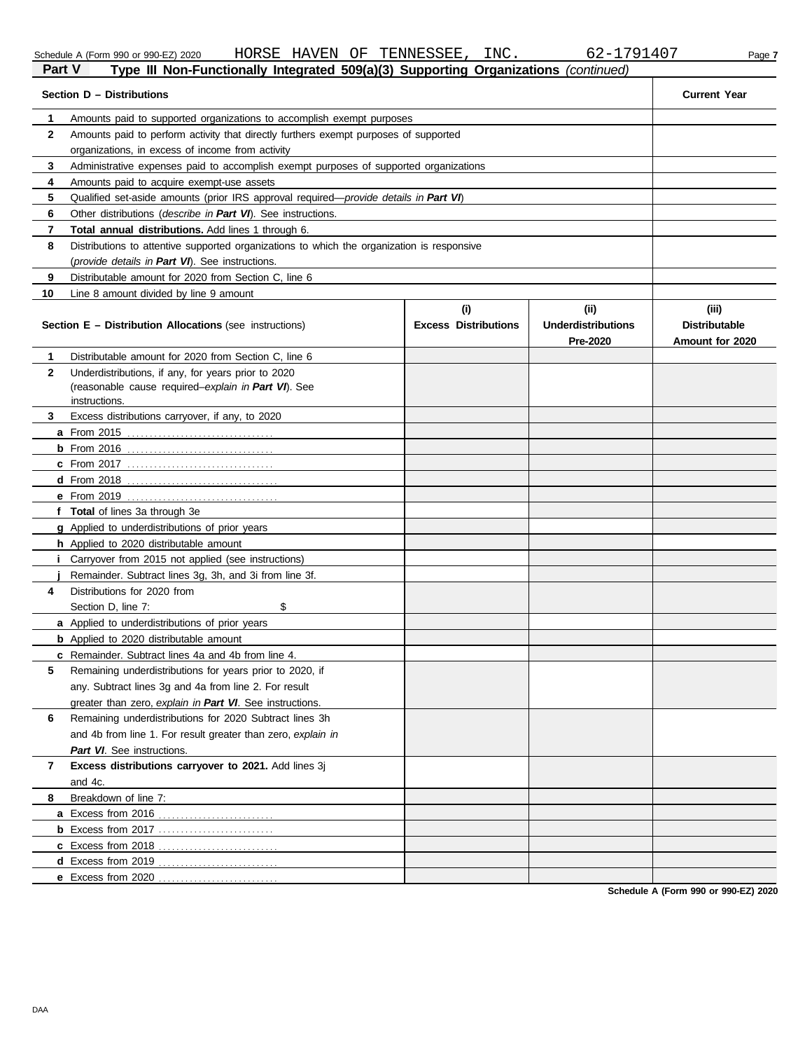Schedule A (Form 990 or 990-EZ) 2020 HORSE HAVEN OF TENNESSEE, INC. 62-1791407

**Part V** **Type III Non-Functionally Integrated 509(a)(3) Supporting Organizations** *(continued)*

| | **Section D – Distributions** | **Current Year** |
|---|---|---|
| **1** | Amounts paid to supported organizations to accomplish exempt purposes | |
| **2** | Amounts paid to perform activity that directly furthers exempt purposes of supported organizations, in excess of income from activity | |
| **3** | Administrative expenses paid to accomplish exempt purposes of supported organizations | |
| **4** | Amounts paid to acquire exempt-use assets | |
| **5** | Qualified set-aside amounts (prior IRS approval required—*provide details in **Part VI***) | |
| **6** | Other distributions (*describe in **Part VI***). See instructions. | |
| **7** | **Total annual distributions.** Add lines 1 through 6. | |
| **8** | Distributions to attentive supported organizations to which the organization is responsive (*provide details in **Part VI***). See instructions. | |
| **9** | Distributable amount for 2020 from Section C, line 6 | |
| **10** | Line 8 amount divided by line 9 amount | |

| | **Section E – Distribution Allocations** (see instructions) | **(i)** **Excess Distributions** | **(ii)** **Underdistributions Pre-2020** | **(iii)** **Distributable Amount for 2020** |
|---|---|---|---|---|
| **1** | Distributable amount for 2020 from Section C, line 6 | | | |
| **2** | Underdistributions, if any, for years prior to 2020 (reasonable cause required–*explain in **Part VI***). See instructions. | | | |
| **3** | Excess distributions carryover, if any, to 2020 | | | |
| **a** | From 2015 | | | |
| **b** | From 2016 | | | |
| **c** | From 2017 | | | |
| **d** | From 2018 | | | |
| **e** | From 2019 | | | |
| **f** | **Total** of lines 3a through 3e | | | |
| **g** | Applied to underdistributions of prior years | | | |
| **h** | Applied to 2020 distributable amount | | | |
| **i** | Carryover from 2015 not applied (see instructions) | | | |
| **j** | Remainder. Subtract lines 3g, 3h, and 3i from line 3f. | | | |
| **4** | Distributions for 2020 from Section D, line 7: $ | | | |
| **a** | Applied to underdistributions of prior years | | | |
| **b** | Applied to 2020 distributable amount | | | |
| **c** | Remainder. Subtract lines 4a and 4b from line 4. | | | |
| **5** | Remaining underdistributions for years prior to 2020, if any. Subtract lines 3g and 4a from line 2. For result greater than zero, *explain in **Part VI***. See instructions. | | | |
| **6** | Remaining underdistributions for 2020 Subtract lines 3h and 4b from line 1. For result greater than zero, *explain in **Part VI***. See instructions. | | | |
| **7** | **Excess distributions carryover to 2021.** Add lines 3j and 4c. | | | |
| **8** | Breakdown of line 7: | | | |
| **a** | Excess from 2016 | | | |
| **b** | Excess from 2017 | | | |
| **c** | Excess from 2018 | | | |
| **d** | Excess from 2019 | | | |
| **e** | Excess from 2020 | | | |

**Schedule A (Form 990 or 990-EZ) 2020**

DAA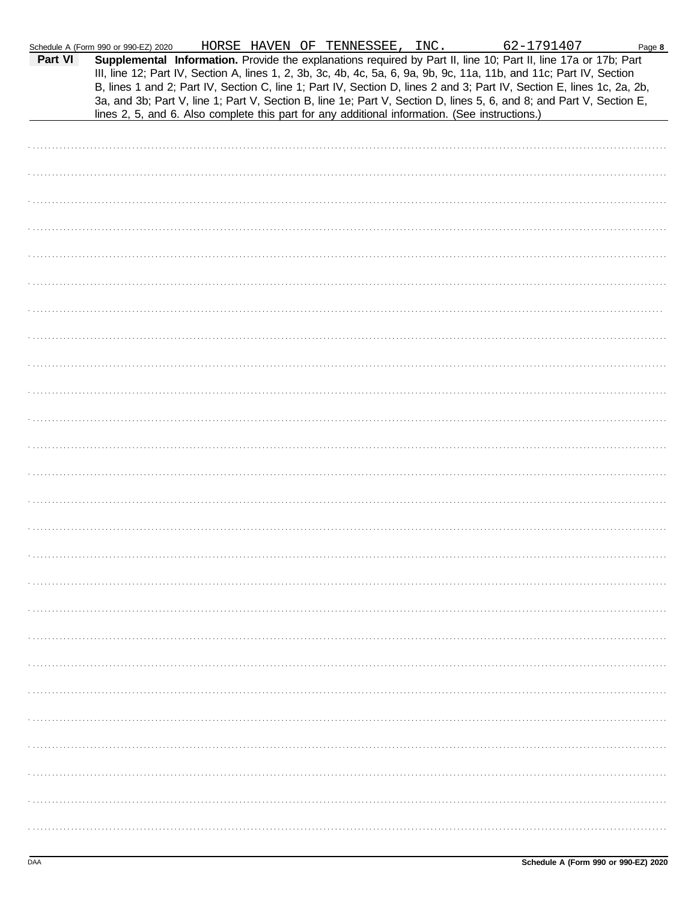Schedule A (Form 990 or 990-EZ) 2020 HORSE HAVEN OF TENNESSEE, INC. 62-1791407

**Part VI** **Supplemental Information.** Provide the explanations required by Part II, line 10; Part II, line 17a or 17b; Part III, line 12; Part IV, Section A, lines 1, 2, 3b, 3c, 4b, 4c, 5a, 6, 9a, 9b, 9c, 11a, 11b, and 11c; Part IV, Section B, lines 1 and 2; Part IV, Section C, line 1; Part IV, Section D, lines 2 and 3; Part IV, Section E, lines 1c, 2a, 2b, 3a, and 3b; Part V, line 1; Part V, Section B, line 1e; Part V, Section D, lines 5, 6, and 8; and Part V, Section E, lines 2, 5, and 6. Also complete this part for any additional information. (See instructions.)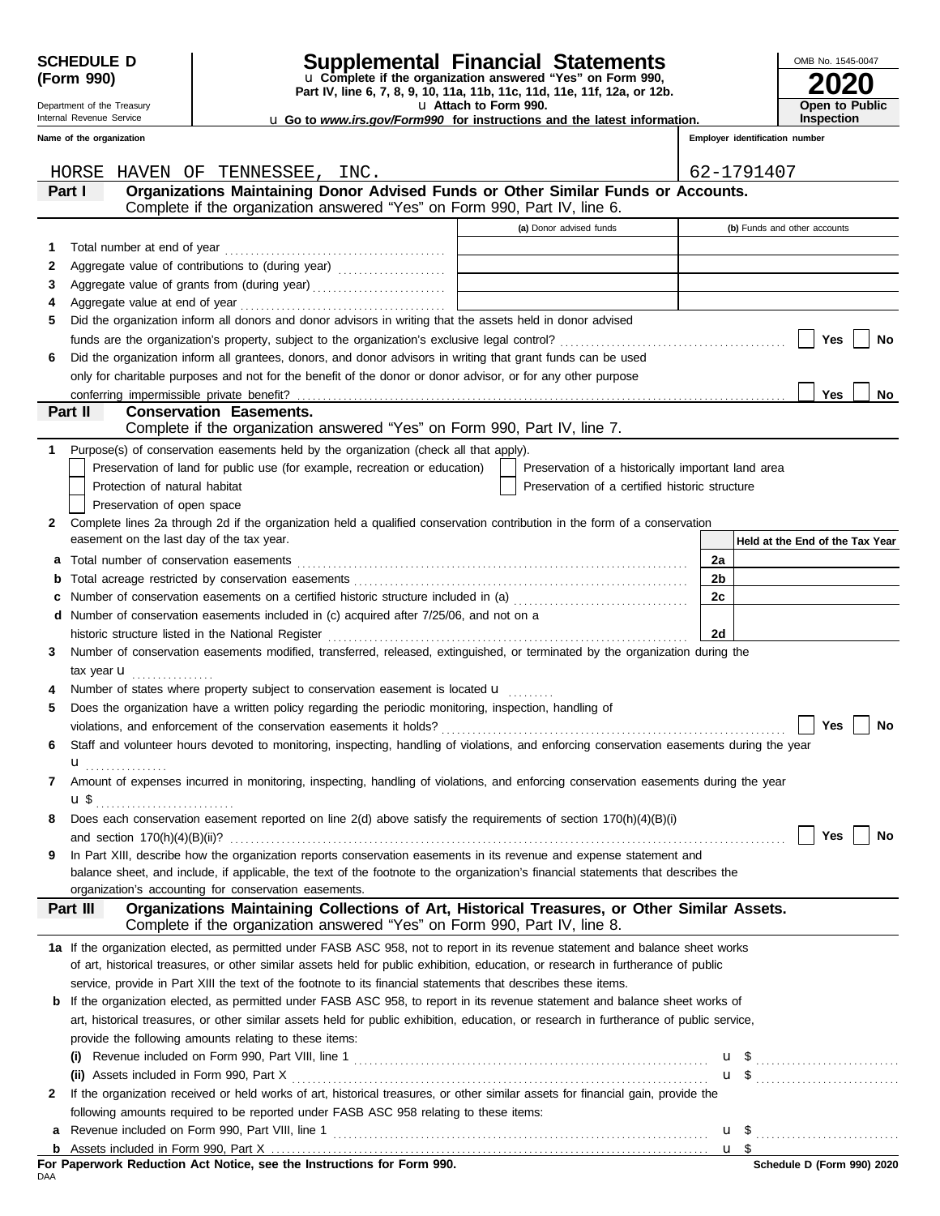**SCHEDULE D (Form 990)**

Department of the Treasury
Internal Revenue Service

# Supplemental Financial Statements

u Complete if the organization answered "Yes" on Form 990, Part IV, line 6, 7, 8, 9, 10, 11a, 11b, 11c, 11d, 11e, 11f, 12a, or 12b.
u Attach to Form 990.
u Go to *www.irs.gov/Form990* for instructions and the latest information.

OMB No. 1545-0047
**2020**
**Open to Public Inspection**

| Name of the organization | Employer identification number |
|---|---|
| HORSE HAVEN OF TENNESSEE, INC. | 62-1791407 |

## Part I Organizations Maintaining Donor Advised Funds or Other Similar Funds or Accounts.
Complete if the organization answered "Yes" on Form 990, Part IV, line 6.

| | | (a) Donor advised funds | (b) Funds and other accounts |
|---|---|---|---|
| 1 | Total number at end of year | | |
| 2 | Aggregate value of contributions to (during year) | | |
| 3 | Aggregate value of grants from (during year) | | |
| 4 | Aggregate value at end of year | | |

5 Did the organization inform all donors and donor advisors in writing that the assets held in donor advised funds are the organization's property, subject to the organization's exclusive legal control? ☐ Yes ☐ No

6 Did the organization inform all grantees, donors, and donor advisors in writing that grant funds can be used only for charitable purposes and not for the benefit of the donor or donor advisor, or for any other purpose conferring impermissible private benefit? ☐ Yes ☐ No

## Part II Conservation Easements.
Complete if the organization answered "Yes" on Form 990, Part IV, line 7.

1 Purpose(s) of conservation easements held by the organization (check all that apply).
- ☐ Preservation of land for public use (for example, recreation or education)
- ☐ Preservation of a historically important land area
- ☐ Protection of natural habitat
- ☐ Preservation of a certified historic structure
- ☐ Preservation of open space

2 Complete lines 2a through 2d if the organization held a qualified conservation contribution in the form of a conservation easement on the last day of the tax year.

| | | | Held at the End of the Tax Year |
|---|---|---|---|
| a | Total number of conservation easements | 2a | |
| b | Total acreage restricted by conservation easements | 2b | |
| c | Number of conservation easements on a certified historic structure included in (a) | 2c | |
| d | Number of conservation easements included in (c) acquired after 7/25/06, and not on a historic structure listed in the National Register | 2d | |

3 Number of conservation easements modified, transferred, released, extinguished, or terminated by the organization during the tax year u

4 Number of states where property subject to conservation easement is located u

5 Does the organization have a written policy regarding the periodic monitoring, inspection, handling of violations, and enforcement of the conservation easements it holds? ☐ Yes ☐ No

6 Staff and volunteer hours devoted to monitoring, inspecting, handling of violations, and enforcing conservation easements during the year u

7 Amount of expenses incurred in monitoring, inspecting, handling of violations, and enforcing conservation easements during the year u $

8 Does each conservation easement reported on line 2(d) above satisfy the requirements of section 170(h)(4)(B)(i) and section 170(h)(4)(B)(ii)? ☐ Yes ☐ No

9 In Part XIII, describe how the organization reports conservation easements in its revenue and expense statement and balance sheet, and include, if applicable, the text of the footnote to the organization's financial statements that describes the organization's accounting for conservation easements.

## Part III Organizations Maintaining Collections of Art, Historical Treasures, or Other Similar Assets.
Complete if the organization answered "Yes" on Form 990, Part IV, line 8.

1a If the organization elected, as permitted under FASB ASC 958, not to report in its revenue statement and balance sheet works of art, historical treasures, or other similar assets held for public exhibition, education, or research in furtherance of public service, provide in Part XIII the text of the footnote to its financial statements that describes these items.

b If the organization elected, as permitted under FASB ASC 958, to report in its revenue statement and balance sheet works of art, historical treasures, or other similar assets held for public exhibition, education, or research in furtherance of public service, provide the following amounts relating to these items:

(i) Revenue included on Form 990, Part VIII, line 1 u $

(ii) Assets included in Form 990, Part X u $

2 If the organization received or held works of art, historical treasures, or other similar assets for financial gain, provide the following amounts required to be reported under FASB ASC 958 relating to these items:

a Revenue included on Form 990, Part VIII, line 1 u $

b Assets included in Form 990, Part X u $

**For Paperwork Reduction Act Notice, see the Instructions for Form 990.** **Schedule D (Form 990) 2020**

DAA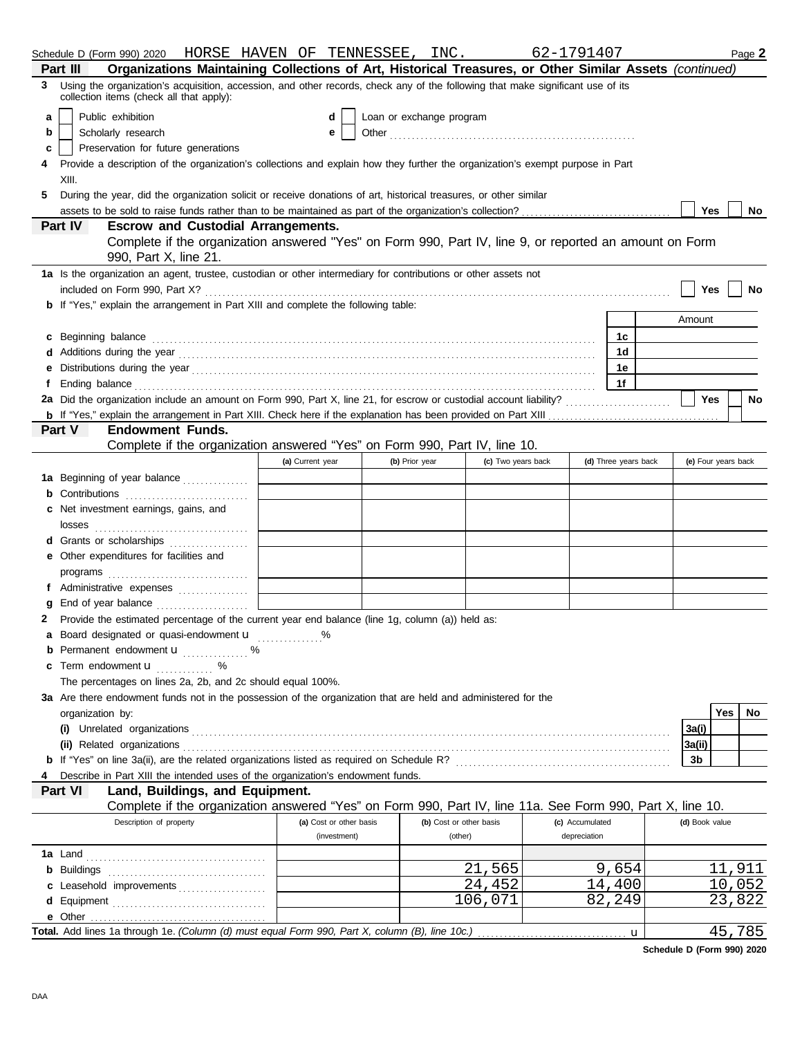Schedule D (Form 990) 2020 HORSE HAVEN OF TENNESSEE, INC. 62-1791407 Page **2**

## Part III Organizations Maintaining Collections of Art, Historical Treasures, or Other Similar Assets *(continued)*

**3** Using the organization's acquisition, accession, and other records, check any of the following that make significant use of its collection items (check all that apply):

- **a** ☐ Public exhibition
- **b** ☐ Scholarly research
- **c** ☐ Preservation for future generations
- **d** ☐ Loan or exchange program
- **e** ☐ Other ........................

**4** Provide a description of the organization's collections and explain how they further the organization's exempt purpose in Part XIII.

**5** During the year, did the organization solicit or receive donations of art, historical treasures, or other similar assets to be sold to raise funds rather than to be maintained as part of the organization's collection? ☐ Yes ☐ No

## Part IV Escrow and Custodial Arrangements.

Complete if the organization answered "Yes" on Form 990, Part IV, line 9, or reported an amount on Form 990, Part X, line 21.

**1a** Is the organization an agent, trustee, custodian or other intermediary for contributions or other assets not included on Form 990, Part X? ☐ Yes ☐ No

**b** If "Yes," explain the arrangement in Part XIII and complete the following table:

| | | Amount |
|---|---|---|
| **c** Beginning balance | 1c | |
| **d** Additions during the year | 1d | |
| **e** Distributions during the year | 1e | |
| **f** Ending balance | 1f | |

**2a** Did the organization include an amount on Form 990, Part X, line 21, for escrow or custodial account liability? ☐ Yes ☐ No

**b** If "Yes," explain the arrangement in Part XIII. Check here if the explanation has been provided on Part XIII ☐

## Part V Endowment Funds.

Complete if the organization answered "Yes" on Form 990, Part IV, line 10.

| | (a) Current year | (b) Prior year | (c) Two years back | (d) Three years back | (e) Four years back |
|---|---|---|---|---|---|
| **1a** Beginning of year balance | | | | | |
| **b** Contributions | | | | | |
| **c** Net investment earnings, gains, and losses | | | | | |
| **d** Grants or scholarships | | | | | |
| **e** Other expenditures for facilities and programs | | | | | |
| **f** Administrative expenses | | | | | |
| **g** End of year balance | | | | | |

**2** Provide the estimated percentage of the current year end balance (line 1g, column (a)) held as:

- **a** Board designated or quasi-endowment ▶ ........ %
- **b** Permanent endowment ▶ ........ %
- **c** Term endowment ▶ ........ %

The percentages on lines 2a, 2b, and 2c should equal 100%.

**3a** Are there endowment funds not in the possession of the organization that are held and administered for the organization by:

| | | Yes | No |
|---|---|---|---|
| **(i)** Unrelated organizations | 3a(i) | | |
| **(ii)** Related organizations | 3a(ii) | | |
| **b** If "Yes" on line 3a(ii), are the related organizations listed as required on Schedule R? | 3b | | |

**4** Describe in Part XIII the intended uses of the organization's endowment funds.

## Part VI Land, Buildings, and Equipment.

Complete if the organization answered "Yes" on Form 990, Part IV, line 11a. See Form 990, Part X, line 10.

| Description of property | (a) Cost or other basis (investment) | (b) Cost or other basis (other) | (c) Accumulated depreciation | (d) Book value |
|---|---|---|---|---|
| **1a** Land | | | | |
| **b** Buildings | | 21,565 | 9,654 | 11,911 |
| **c** Leasehold improvements | | 24,452 | 14,400 | 10,052 |
| **d** Equipment | | 106,071 | 82,249 | 23,822 |
| **e** Other | | | | |
| **Total.** Add lines 1a through 1e. *(Column (d) must equal Form 990, Part X, column (B), line 10c.)* ▶ | | | | 45,785 |

**Schedule D (Form 990) 2020**

DAA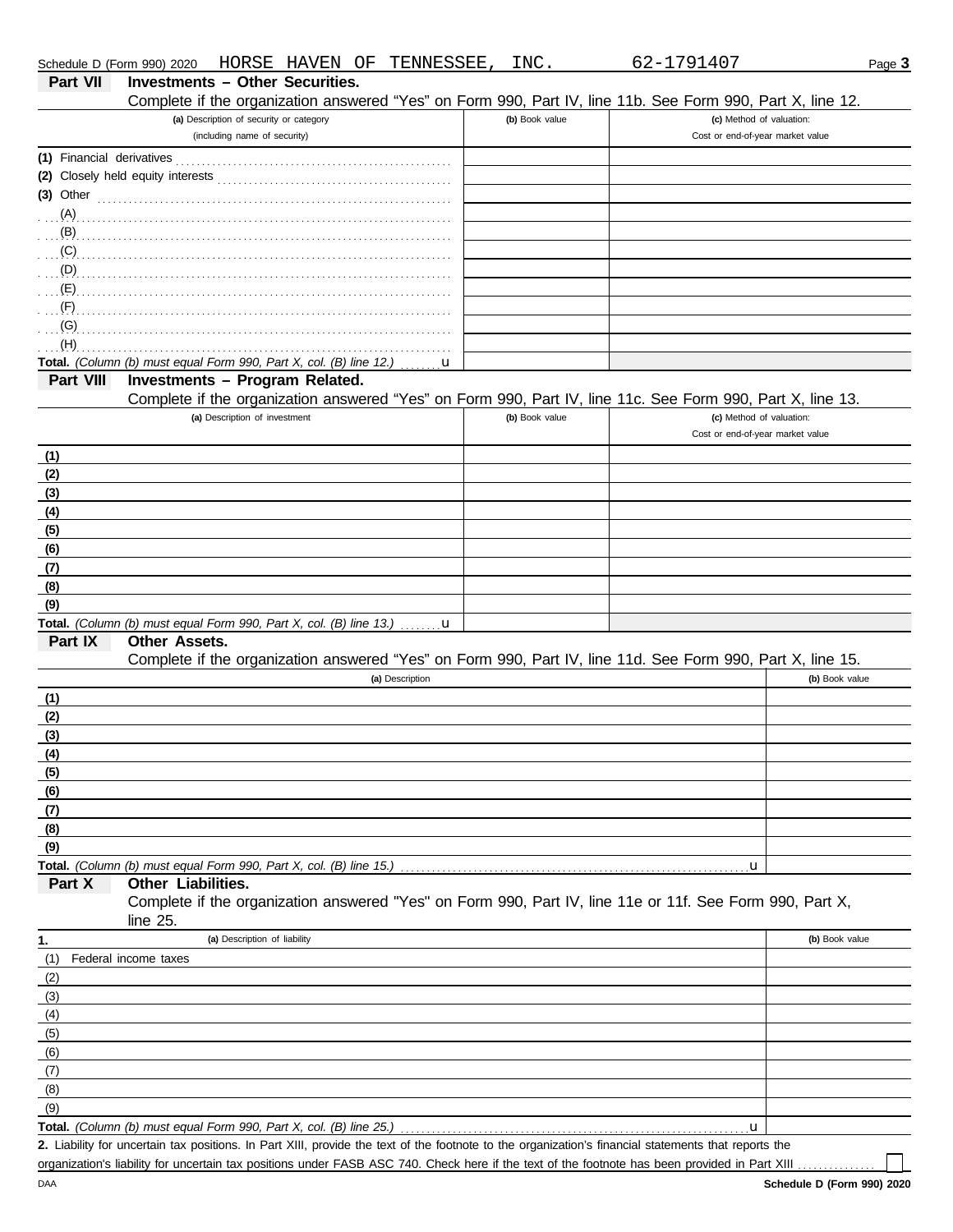Schedule D (Form 990) 2020 HORSE HAVEN OF TENNESSEE, INC. 62-1791407 Page **3**

## Part VII Investments – Other Securities.

Complete if the organization answered "Yes" on Form 990, Part IV, line 11b. See Form 990, Part X, line 12.

| (a) Description of security or category (including name of security) | (b) Book value | (c) Method of valuation: Cost or end-of-year market value |
|---|---|---|
| (1) Financial derivatives | | |
| (2) Closely held equity interests | | |
| (3) Other | | |
| (A) | | |
| (B) | | |
| (C) | | |
| (D) | | |
| (E) | | |
| (F) | | |
| (G) | | |
| (H) | | |
| **Total.** *(Column (b) must equal Form 990, Part X, col. (B) line 12.)* u | | |

## Part VIII Investments – Program Related.

Complete if the organization answered "Yes" on Form 990, Part IV, line 11c. See Form 990, Part X, line 13.

| (a) Description of investment | (b) Book value | (c) Method of valuation: Cost or end-of-year market value |
|---|---|---|
| (1) | | |
| (2) | | |
| (3) | | |
| (4) | | |
| (5) | | |
| (6) | | |
| (7) | | |
| (8) | | |
| (9) | | |
| **Total.** *(Column (b) must equal Form 990, Part X, col. (B) line 13.)* u | | |

## Part IX Other Assets.

Complete if the organization answered "Yes" on Form 990, Part IV, line 11d. See Form 990, Part X, line 15.

| (a) Description | (b) Book value |
|---|---|
| (1) | |
| (2) | |
| (3) | |
| (4) | |
| (5) | |
| (6) | |
| (7) | |
| (8) | |
| (9) | |
| **Total.** *(Column (b) must equal Form 990, Part X, col. (B) line 15.)* u | |

## Part X Other Liabilities.

Complete if the organization answered "Yes" on Form 990, Part IV, line 11e or 11f. See Form 990, Part X, line 25.

| 1. (a) Description of liability | (b) Book value |
|---|---|
| (1) Federal income taxes | |
| (2) | |
| (3) | |
| (4) | |
| (5) | |
| (6) | |
| (7) | |
| (8) | |
| (9) | |
| **Total.** *(Column (b) must equal Form 990, Part X, col. (B) line 25.)* u | |

**2.** Liability for uncertain tax positions. In Part XIII, provide the text of the footnote to the organization's financial statements that reports the organization's liability for uncertain tax positions under FASB ASC 740. Check here if the text of the footnote has been provided in Part XIII ☐

DAA **Schedule D (Form 990) 2020**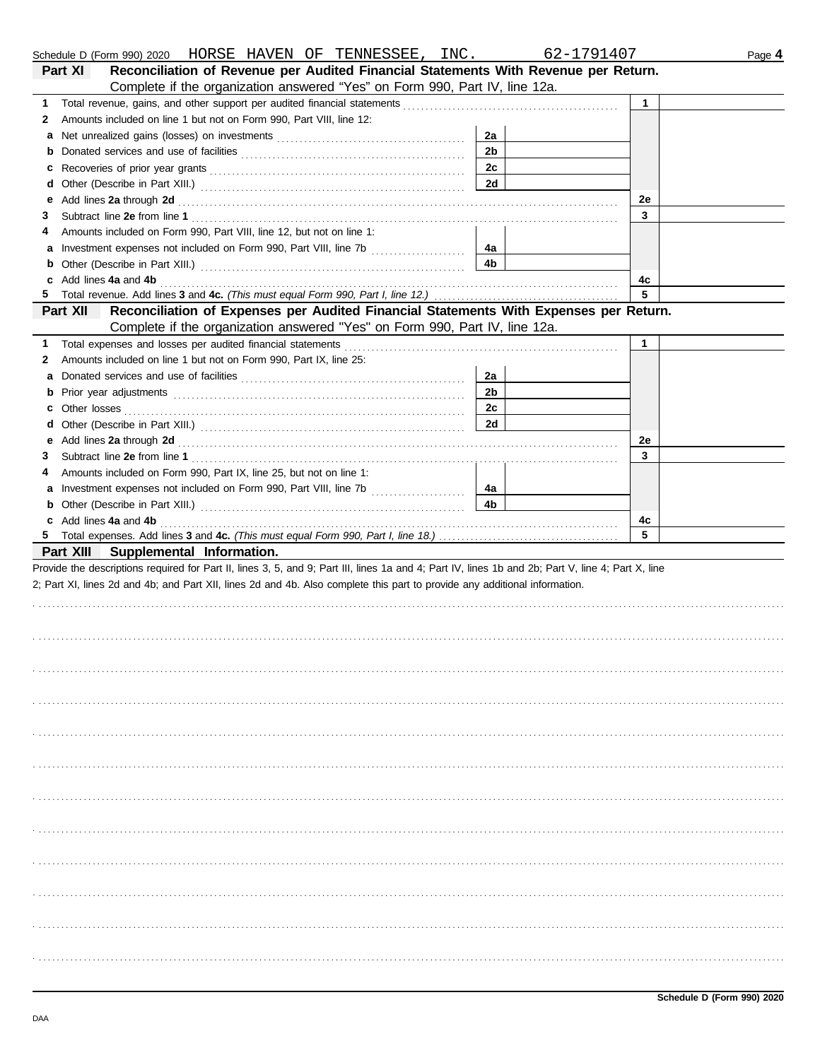Schedule D (Form 990) 2020 HORSE HAVEN OF TENNESSEE, INC. 62-1791407

## Part XI Reconciliation of Revenue per Audited Financial Statements With Revenue per Return.

Complete if the organization answered "Yes" on Form 990, Part IV, line 12a.

| | | | | | |
|---|---|---|---|---|---|
| **1** | Total revenue, gains, and other support per audited financial statements | | | 1 | |
| **2** | Amounts included on line 1 but not on Form 990, Part VIII, line 12: | | | | |
| **a** | Net unrealized gains (losses) on investments | 2a | | | |
| **b** | Donated services and use of facilities | 2b | | | |
| **c** | Recoveries of prior year grants | 2c | | | |
| **d** | Other (Describe in Part XIII.) | 2d | | | |
| **e** | Add lines **2a** through **2d** | | | 2e | |
| **3** | Subtract line **2e** from line **1** | | | 3 | |
| **4** | Amounts included on Form 990, Part VIII, line 12, but not on line 1: | | | | |
| **a** | Investment expenses not included on Form 990, Part VIII, line 7b | 4a | | | |
| **b** | Other (Describe in Part XIII.) | 4b | | | |
| **c** | Add lines **4a** and **4b** | | | 4c | |
| **5** | Total revenue. Add lines **3** and **4c.** *(This must equal Form 990, Part I, line 12.)* | | | 5 | |

## Part XII Reconciliation of Expenses per Audited Financial Statements With Expenses per Return.

Complete if the organization answered "Yes" on Form 990, Part IV, line 12a.

| | | | | | |
|---|---|---|---|---|---|
| **1** | Total expenses and losses per audited financial statements | | | 1 | |
| **2** | Amounts included on line 1 but not on Form 990, Part IX, line 25: | | | | |
| **a** | Donated services and use of facilities | 2a | | | |
| **b** | Prior year adjustments | 2b | | | |
| **c** | Other losses | 2c | | | |
| **d** | Other (Describe in Part XIII.) | 2d | | | |
| **e** | Add lines **2a** through **2d** | | | 2e | |
| **3** | Subtract line **2e** from line **1** | | | 3 | |
| **4** | Amounts included on Form 990, Part IX, line 25, but not on line 1: | | | | |
| **a** | Investment expenses not included on Form 990, Part VIII, line 7b | 4a | | | |
| **b** | Other (Describe in Part XIII.) | 4b | | | |
| **c** | Add lines **4a** and **4b** | | | 4c | |
| **5** | Total expenses. Add lines **3** and **4c.** *(This must equal Form 990, Part I, line 18.)* | | | 5 | |

## Part XIII Supplemental Information.

Provide the descriptions required for Part II, lines 3, 5, and 9; Part III, lines 1a and 4; Part IV, lines 1b and 2b; Part V, line 4; Part X, line 2; Part XI, lines 2d and 4b; and Part XII, lines 2d and 4b. Also complete this part to provide any additional information.

**Schedule D (Form 990) 2020**

DAA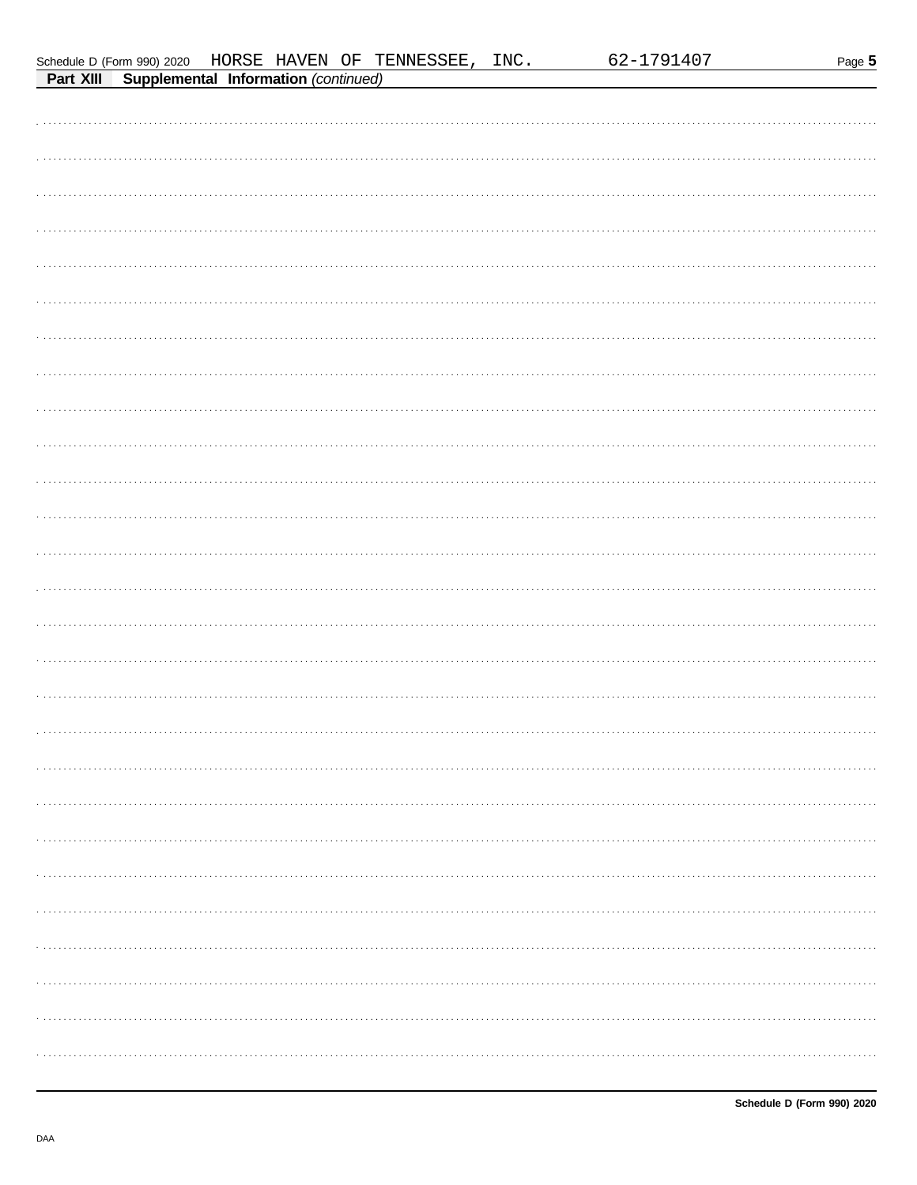Schedule D (Form 990) 2020 HORSE HAVEN OF TENNESSEE, INC. 62-1791407

**Part XIII Supplemental Information** *(continued)*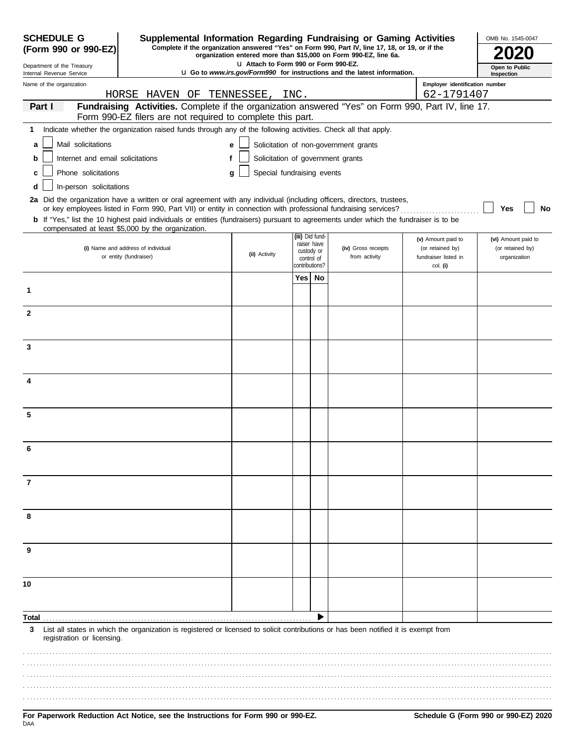**SCHEDULE G (Form 990 or 990-EZ)**

Department of the Treasury
Internal Revenue Service

# Supplemental Information Regarding Fundraising or Gaming Activities

**Complete if the organization answered "Yes" on Form 990, Part IV, line 17, 18, or 19, or if the organization entered more than $15,000 on Form 990-EZ, line 6a.**

**u Attach to Form 990 or Form 990-EZ.**

**u Go to *www.irs.gov/Form990* for instructions and the latest information.**

OMB No. 1545-0047

**2020**

**Open to Public Inspection**

Name of the organization: HORSE HAVEN OF TENNESSEE, INC.

Employer identification number: 62-1791407

**Part I** **Fundraising Activities.** Complete if the organization answered "Yes" on Form 990, Part IV, line 17. Form 990-EZ filers are not required to complete this part.

**1** Indicate whether the organization raised funds through any of the following activities. Check all that apply.

- **a** ☐ Mail solicitations
- **b** ☐ Internet and email solicitations
- **c** ☐ Phone solicitations
- **d** ☐ In-person solicitations
- **e** ☐ Solicitation of non-government grants
- **f** ☐ Solicitation of government grants
- **g** ☐ Special fundraising events

**2a** Did the organization have a written or oral agreement with any individual (including officers, directors, trustees, or key employees listed in Form 990, Part VII) or entity in connection with professional fundraising services? ☐ **Yes** ☐ **No**

**b** If "Yes," list the 10 highest paid individuals or entities (fundraisers) pursuant to agreements under which the fundraiser is to be compensated at least $5,000 by the organization.

| | (i) Name and address of individual or entity (fundraiser) | (ii) Activity | (iii) Did fundraiser have custody or control of contributions? Yes | No | (iv) Gross receipts from activity | (v) Amount paid to (or retained by) fundraiser listed in col. (i) | (vi) Amount paid to (or retained by) organization |
|---|---|---|---|---|---|---|---|
| 1 | | | | | | | |
| 2 | | | | | | | |
| 3 | | | | | | | |
| 4 | | | | | | | |
| 5 | | | | | | | |
| 6 | | | | | | | |
| 7 | | | | | | | |
| 8 | | | | | | | |
| 9 | | | | | | | |
| 10 | | | | | | | |
| **Total** | | | | ▶ | | | |

**3** List all states in which the organization is registered or licensed to solicit contributions or has been notified it is exempt from registration or licensing.

**For Paperwork Reduction Act Notice, see the Instructions for Form 990 or 990-EZ.**

**Schedule G (Form 990 or 990-EZ) 2020**

DAA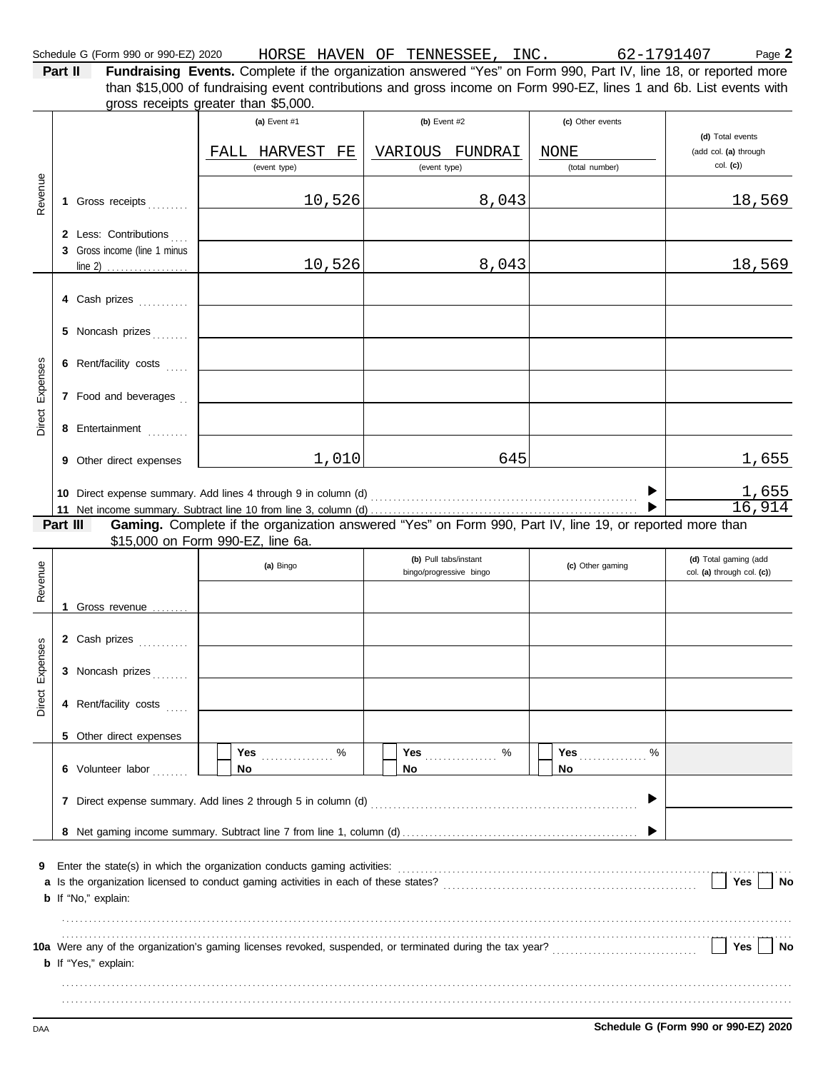Schedule G (Form 990 or 990-EZ) 2020 HORSE HAVEN OF TENNESSEE, INC. 62-1791407

**Part II Fundraising Events.** Complete if the organization answered "Yes" on Form 990, Part IV, line 18, or reported more than $15,000 of fundraising event contributions and gross income on Form 990-EZ, lines 1 and 6b. List events with gross receipts greater than $5,000.

| | | (a) Event #1 | (b) Event #2 | (c) Other events | (d) Total events (add col. (a) through col. (c)) |
|---|---|---|---|---|---|
| | | FALL HARVEST FE (event type) | VARIOUS FUNDRAI (event type) | NONE (total number) | |
| Revenue | 1 Gross receipts | 10,526 | 8,043 | | 18,569 |
| | 2 Less: Contributions | | | | |
| | 3 Gross income (line 1 minus line 2) | 10,526 | 8,043 | | 18,569 |
| Direct Expenses | 4 Cash prizes | | | | |
| | 5 Noncash prizes | | | | |
| | 6 Rent/facility costs | | | | |
| | 7 Food and beverages | | | | |
| | 8 Entertainment | | | | |
| | 9 Other direct expenses | 1,010 | 645 | | 1,655 |

10 Direct expense summary. Add lines 4 through 9 in column (d) ▶ 1,655

11 Net income summary. Subtract line 10 from line 3, column (d) ▶ 16,914

**Part III Gaming.** Complete if the organization answered "Yes" on Form 990, Part IV, line 19, or reported more than $15,000 on Form 990-EZ, line 6a.

| | | (a) Bingo | (b) Pull tabs/instant bingo/progressive bingo | (c) Other gaming | (d) Total gaming (add col. (a) through col. (c)) |
|---|---|---|---|---|---|
| Revenue | 1 Gross revenue | | | | |
| Direct Expenses | 2 Cash prizes | | | | |
| | 3 Noncash prizes | | | | |
| | 4 Rent/facility costs | | | | |
| | 5 Other direct expenses | | | | |
| | 6 Volunteer labor | ☐ Yes ____ % ☐ No | ☐ Yes ____ % ☐ No | ☐ Yes ____ % ☐ No | |

7 Direct expense summary. Add lines 2 through 5 in column (d) ▶

8 Net gaming income summary. Subtract line 7 from line 1, column (d) ▶

9 Enter the state(s) in which the organization conducts gaming activities:

a Is the organization licensed to conduct gaming activities in each of these states? ☐ Yes ☐ No

b If "No," explain:

10a Were any of the organization's gaming licenses revoked, suspended, or terminated during the tax year? ☐ Yes ☐ No

b If "Yes," explain:

Schedule G (Form 990 or 990-EZ) 2020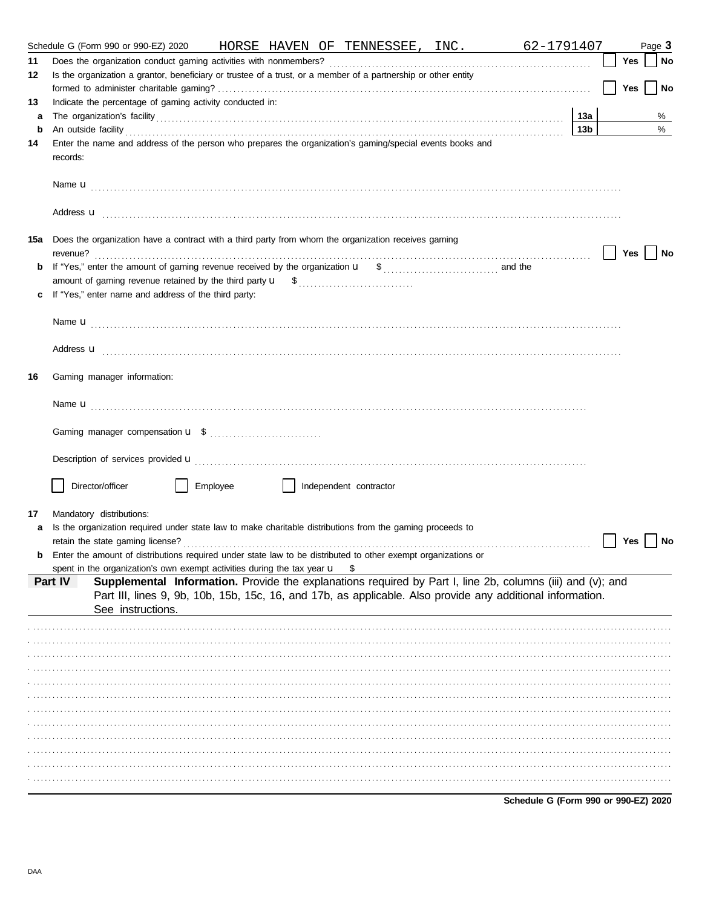Schedule G (Form 990 or 990-EZ) 2020 HORSE HAVEN OF TENNESSEE, INC. 62-1791407 Page **3**

**11** Does the organization conduct gaming activities with nonmembers? ☐ Yes ☐ No

**12** Is the organization a grantor, beneficiary or trustee of a trust, or a member of a partnership or other entity formed to administer charitable gaming? ☐ Yes ☐ No

**13** Indicate the percentage of gaming activity conducted in:

**a** The organization's facility **13a** %

**b** An outside facility **13b** %

**14** Enter the name and address of the person who prepares the organization's gaming/special events books and records:

Name u

Address u

**15a** Does the organization have a contract with a third party from whom the organization receives gaming revenue? ☐ Yes ☐ No

**b** If "Yes," enter the amount of gaming revenue received by the organization u $ and the amount of gaming revenue retained by the third party u $

**c** If "Yes," enter name and address of the third party:

Name u

Address u

**16** Gaming manager information:

Name u

Gaming manager compensation u $

Description of services provided u

☐ Director/officer ☐ Employee ☐ Independent contractor

**17** Mandatory distributions:

**a** Is the organization required under state law to make charitable distributions from the gaming proceeds to retain the state gaming license? ☐ Yes ☐ No

**b** Enter the amount of distributions required under state law to be distributed to other exempt organizations or spent in the organization's own exempt activities during the tax year u $

**Part IV** **Supplemental Information.** Provide the explanations required by Part I, line 2b, columns (iii) and (v); and Part III, lines 9, 9b, 10b, 15b, 15c, 16, and 17b, as applicable. Also provide any additional information. See instructions.

**Schedule G (Form 990 or 990-EZ) 2020**

DAA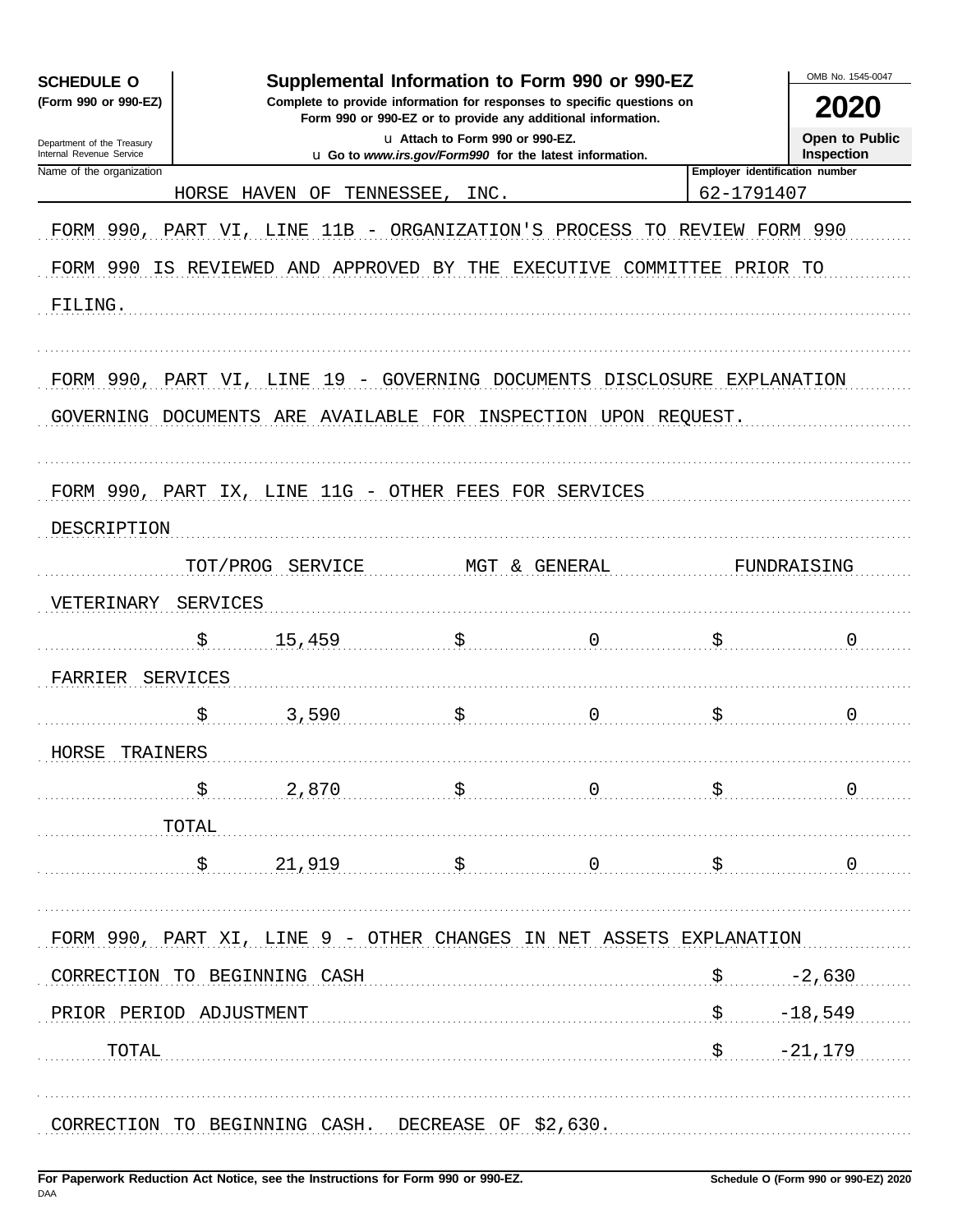**SCHEDULE O**
**(Form 990 or 990-EZ)**

Department of the Treasury
Internal Revenue Service

# Supplemental Information to Form 990 or 990-EZ

**Complete to provide information for responses to specific questions on Form 990 or 990-EZ or to provide any additional information.**

u Attach to Form 990 or 990-EZ.
u Go to *www.irs.gov/Form990* for the latest information.

OMB No. 1545-0047
**2020**
**Open to Public Inspection**

| Name of the organization | Employer identification number |
|---|---|
| HORSE HAVEN OF TENNESSEE, INC. | 62-1791407 |

FORM 990, PART VI, LINE 11B - ORGANIZATION'S PROCESS TO REVIEW FORM 990

FORM 990 IS REVIEWED AND APPROVED BY THE EXECUTIVE COMMITTEE PRIOR TO FILING.

FORM 990, PART VI, LINE 19 - GOVERNING DOCUMENTS DISCLOSURE EXPLANATION

GOVERNING DOCUMENTS ARE AVAILABLE FOR INSPECTION UPON REQUEST.

FORM 990, PART IX, LINE 11G - OTHER FEES FOR SERVICES

| DESCRIPTION | TOT/PROG SERVICE | MGT & GENERAL | FUNDRAISING |
|---|---|---|---|
| VETERINARY SERVICES | $ 15,459 | $ 0 | $ 0 |
| FARRIER SERVICES | $ 3,590 | $ 0 | $ 0 |
| HORSE TRAINERS | $ 2,870 | $ 0 | $ 0 |
| TOTAL | $ 21,919 | $ 0 | $ 0 |

FORM 990, PART XI, LINE 9 - OTHER CHANGES IN NET ASSETS EXPLANATION

| | |
|---|---|
| CORRECTION TO BEGINNING CASH | $ -2,630 |
| PRIOR PERIOD ADJUSTMENT | $ -18,549 |
| TOTAL | $ -21,179 |

CORRECTION TO BEGINNING CASH. DECREASE OF $2,630.

**For Paperwork Reduction Act Notice, see the Instructions for Form 990 or 990-EZ.**
DAA
**Schedule O (Form 990 or 990-EZ) 2020**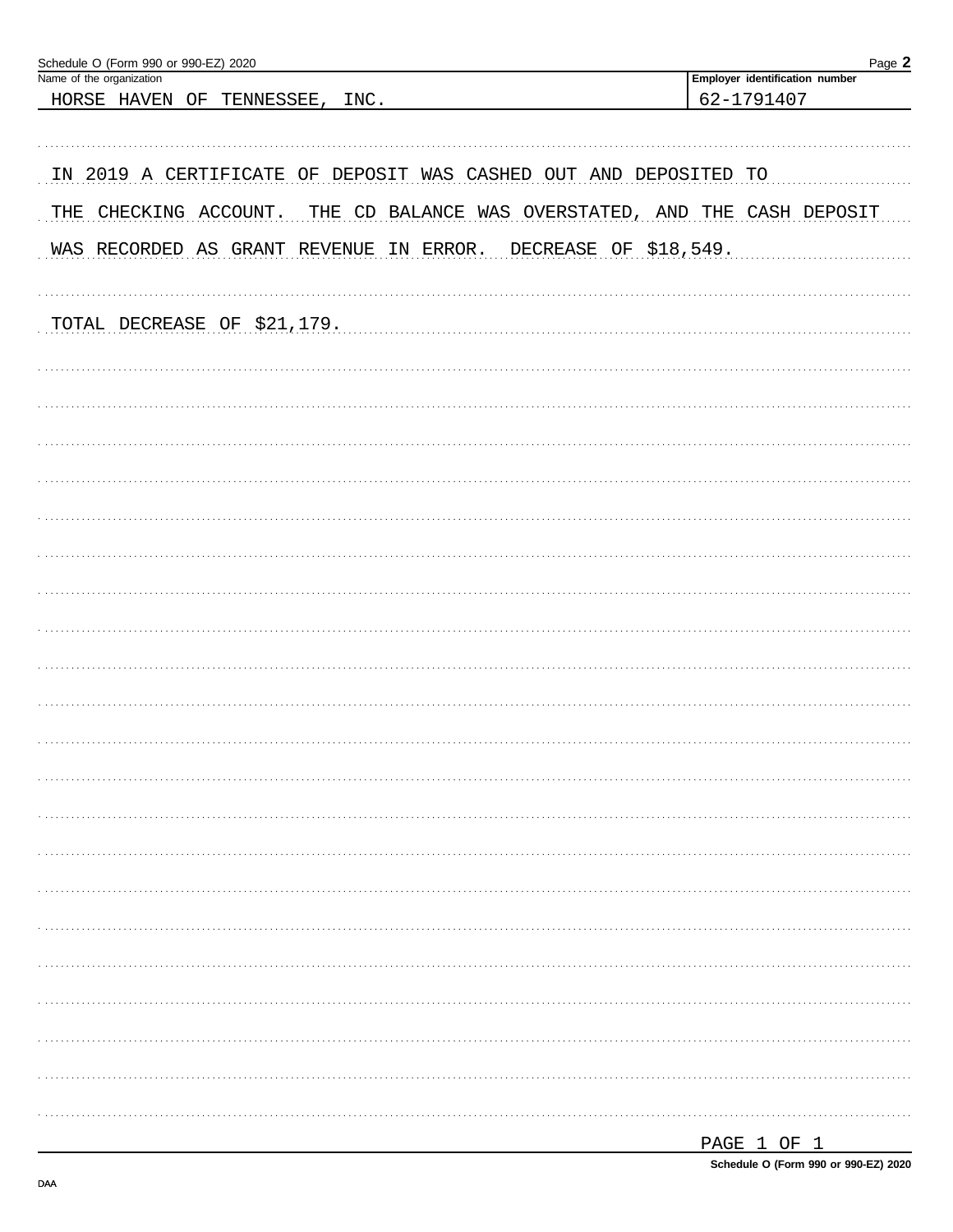Schedule O (Form 990 or 990-EZ) 2020

Name of the organization: HORSE HAVEN OF TENNESSEE, INC.

Employer identification number: 62-1791407

IN 2019 A CERTIFICATE OF DEPOSIT WAS CASHED OUT AND DEPOSITED TO THE CHECKING ACCOUNT. THE CD BALANCE WAS OVERSTATED, AND THE CASH DEPOSIT WAS RECORDED AS GRANT REVENUE IN ERROR. DECREASE OF $18,549.

TOTAL DECREASE OF $21,179.

Schedule O (Form 990 or 990-EZ) 2020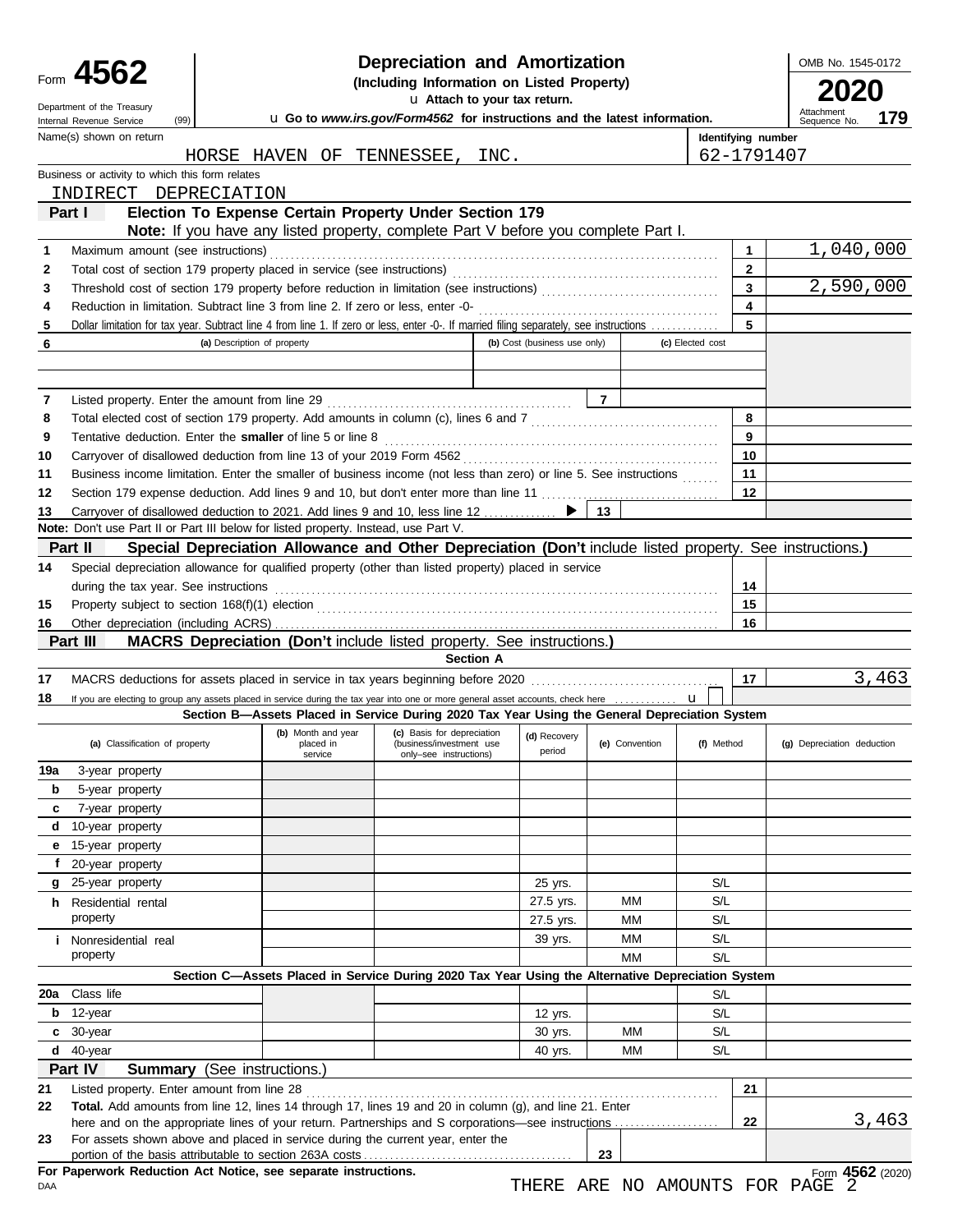Form **4562**

Department of the Treasury
Internal Revenue Service (99)

# Depreciation and Amortization

**(Including Information on Listed Property)**

u **Attach to your tax return.**

u **Go to *www.irs.gov/Form4562* for instructions and the latest information.**

OMB No. 1545-0172

**2020**

Attachment Sequence No. **179**

Name(s) shown on return: HORSE HAVEN OF TENNESSEE, INC.

Identifying number: 62-1791407

Business or activity to which this form relates: INDIRECT DEPRECIATION

## Part I Election To Expense Certain Property Under Section 179

**Note:** If you have any listed property, complete Part V before you complete Part I.

| | | | |
|---|---|---|---|
| 1 | Maximum amount (see instructions) | 1 | 1,040,000 |
| 2 | Total cost of section 179 property placed in service (see instructions) | 2 | |
| 3 | Threshold cost of section 179 property before reduction in limitation (see instructions) | 3 | 2,590,000 |
| 4 | Reduction in limitation. Subtract line 3 from line 2. If zero or less, enter -0- | 4 | |
| 5 | Dollar limitation for tax year. Subtract line 4 from line 1. If zero or less, enter -0-. If married filing separately, see instructions | 5 | |

| 6 (a) Description of property | (b) Cost (business use only) | (c) Elected cost |
|---|---|---|
| | | |
| | | |

| | | | |
|---|---|---|---|
| 7 | Listed property. Enter the amount from line 29 | 7 | |
| 8 | Total elected cost of section 179 property. Add amounts in column (c), lines 6 and 7 | 8 | |
| 9 | Tentative deduction. Enter the **smaller** of line 5 or line 8 | 9 | |
| 10 | Carryover of disallowed deduction from line 13 of your 2019 Form 4562 | 10 | |
| 11 | Business income limitation. Enter the smaller of business income (not less than zero) or line 5. See instructions | 11 | |
| 12 | Section 179 expense deduction. Add lines 9 and 10, but don't enter more than line 11 | 12 | |
| 13 | Carryover of disallowed deduction to 2021. Add lines 9 and 10, less line 12 ▶ | 13 | |

**Note:** Don't use Part II or Part III below for listed property. Instead, use Part V.

## Part II Special Depreciation Allowance and Other Depreciation (Don't include listed property. See instructions.)

| | | | |
|---|---|---|---|
| 14 | Special depreciation allowance for qualified property (other than listed property) placed in service during the tax year. See instructions | 14 | |
| 15 | Property subject to section 168(f)(1) election | 15 | |
| 16 | Other depreciation (including ACRS) | 16 | |

## Part III MACRS Depreciation (Don't include listed property. See instructions.)

### Section A

| | | | |
|---|---|---|---|
| 17 | MACRS deductions for assets placed in service in tax years beginning before 2020 | 17 | 3,463 |
| 18 | If you are electing to group any assets placed in service during the tax year into one or more general asset accounts, check here u ☐ | | |

### Section B—Assets Placed in Service During 2020 Tax Year Using the General Depreciation System

| (a) Classification of property | (b) Month and year placed in service | (c) Basis for depreciation (business/investment use only–see instructions) | (d) Recovery period | (e) Convention | (f) Method | (g) Depreciation deduction |
|---|---|---|---|---|---|---|
| 19a 3-year property | | | | | | |
| b 5-year property | | | | | | |
| c 7-year property | | | | | | |
| d 10-year property | | | | | | |
| e 15-year property | | | | | | |
| f 20-year property | | | | | | |
| g 25-year property | | | 25 yrs. | | S/L | |
| h Residential rental property | | | 27.5 yrs. | MM | S/L | |
| | | | 27.5 yrs. | MM | S/L | |
| i Nonresidential real property | | | 39 yrs. | MM | S/L | |
| | | | | MM | S/L | |

### Section C—Assets Placed in Service During 2020 Tax Year Using the Alternative Depreciation System

| (a) Classification of property | (b) Month and year placed in service | (c) Basis for depreciation | (d) Recovery period | (e) Convention | (f) Method | (g) Depreciation deduction |
|---|---|---|---|---|---|---|
| 20a Class life | | | | | S/L | |
| b 12-year | | | 12 yrs. | | S/L | |
| c 30-year | | | 30 yrs. | MM | S/L | |
| d 40-year | | | 40 yrs. | MM | S/L | |

## Part IV Summary (See instructions.)

| | | | |
|---|---|---|---|
| 21 | Listed property. Enter amount from line 28 | 21 | |
| 22 | **Total.** Add amounts from line 12, lines 14 through 17, lines 19 and 20 in column (g), and line 21. Enter here and on the appropriate lines of your return. Partnerships and S corporations—see instructions | 22 | 3,463 |
| 23 | For assets shown above and placed in service during the current year, enter the portion of the basis attributable to section 263A costs | 23 | |

**For Paperwork Reduction Act Notice, see separate instructions.**

DAA

Form **4562** (2020)

THERE ARE NO AMOUNTS FOR PAGE 2